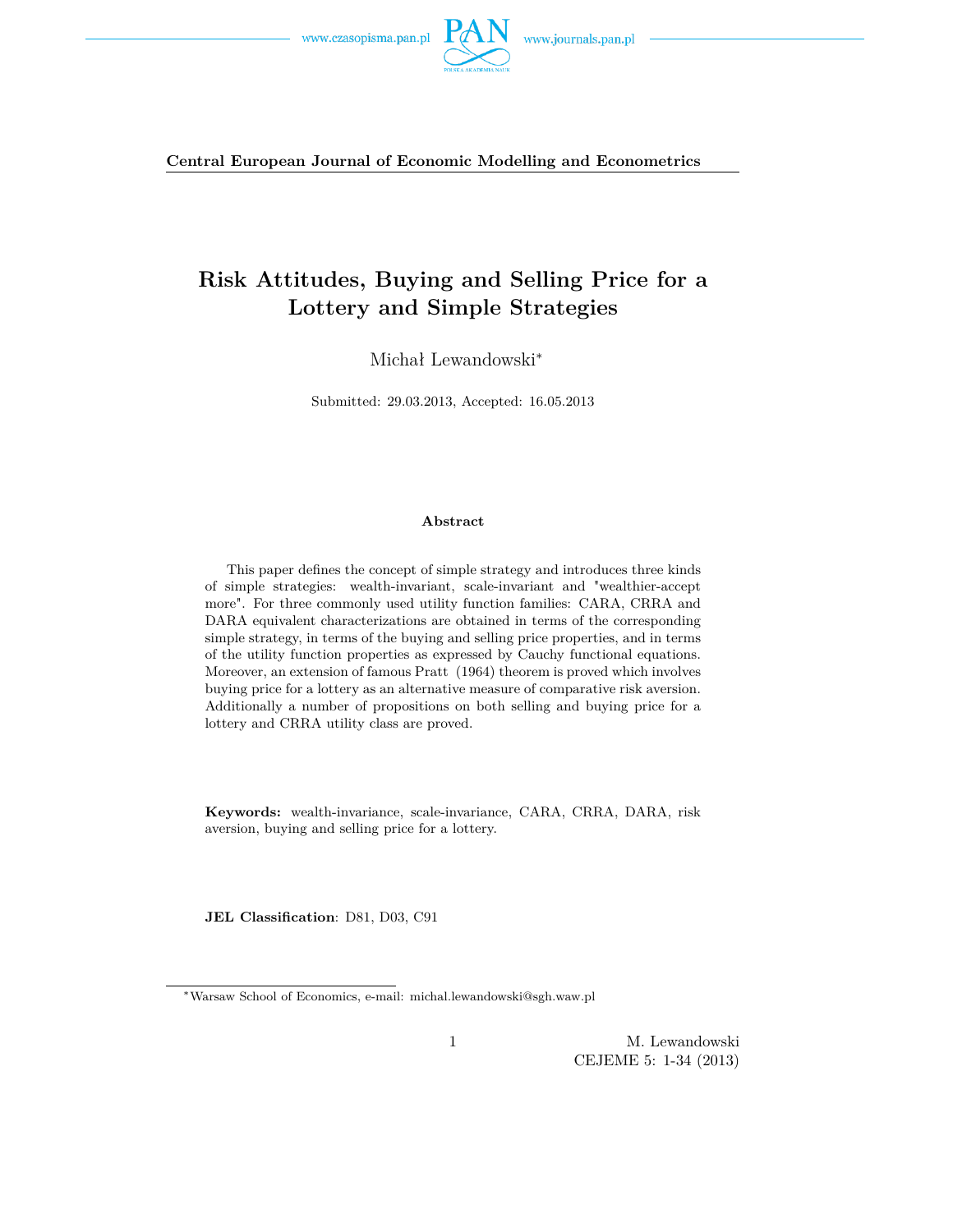**Central European Journal of Economic Modelling and Econometrics**

# Risk Attitudes, Buying and Selling Price for a Lottery and Simple Strategies

Michał Lewandowski*

Submitted: 29.03.2013, Accepted: 16.05.2013

#### Abstract

This paper defines the concept of simple strategy and introduces three kinds of simple strategies: wealth-invariant, scale-invariant and "wealthier-accept more". For three commonly used utility function families: CARA, CRRA and DARA equivalent characterizations are obtained in terms of the corresponding simple strategy, in terms of the buying and selling price properties, and in terms of the utility function properties as expressed by Cauchy functional equations. Moreover, an extension of famous Pratt (1964) theorem is proved which involves buying price for a lottery as an alternative measure of comparative risk aversion. Additionally a number of propositions on both selling and buying price for a lottery and CRRA utility class are proved.

**Keywords:** wealth-invariance, scale-invariance, CARA, CRRA, DARA, risk aversion, buying and selling price for a lottery.

**JEL Classification**: D81, D03, C91

---

*Warsaw School of Economics, e-mail: michal.lewandowski@sgh.waw.pl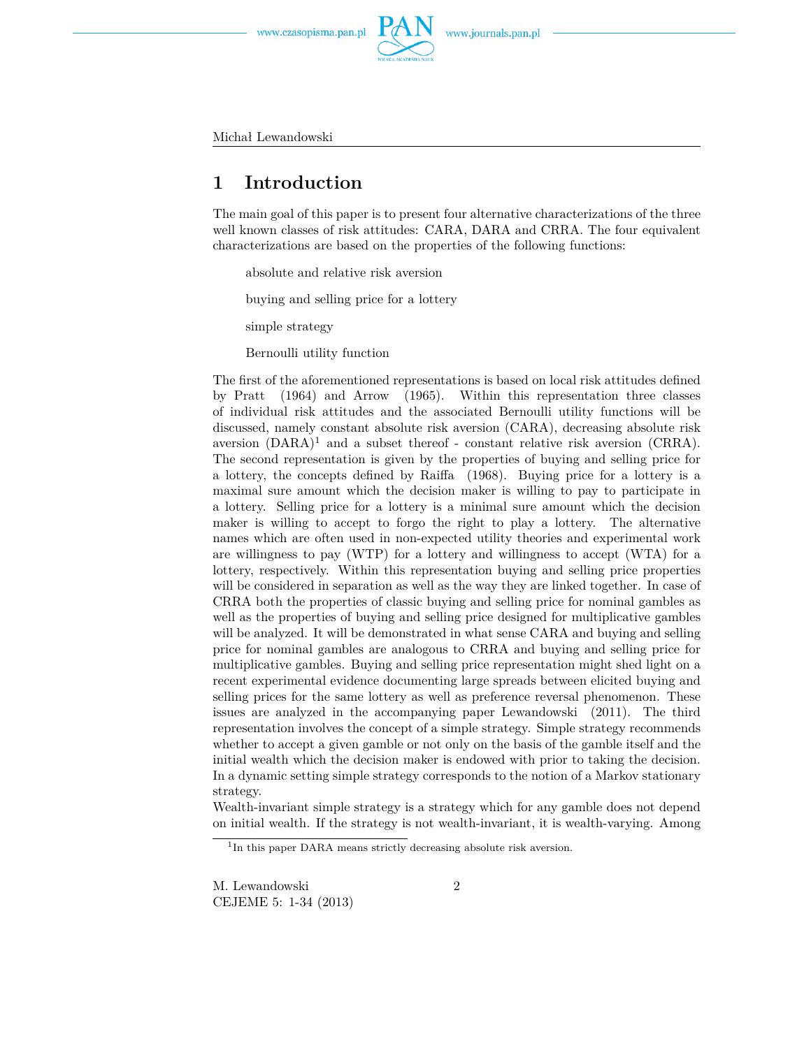# 1 Introduction

The main goal of this paper is to present four alternative characterizations of the three well known classes of risk attitudes: CARA, DARA and CRRA. The four equivalent characterizations are based on the properties of the following functions:

absolute and relative risk aversion

buying and selling price for a lottery

simple strategy

Bernoulli utility function

The first of the aforementioned representations is based on local risk attitudes defined by Pratt (1964) and Arrow (1965). Within this representation three classes of individual risk attitudes and the associated Bernoulli utility functions will be discussed, namely constant absolute risk aversion (CARA), decreasing absolute risk aversion (DARA)[1] and a subset thereof - constant relative risk aversion (CRRA). The second representation is given by the properties of buying and selling price for a lottery, the concepts defined by Raiffa (1968). Buying price for a lottery is a maximal sure amount which the decision maker is willing to pay to participate in a lottery. Selling price for a lottery is a minimal sure amount which the decision maker is willing to accept to forgo the right to play a lottery. The alternative names which are often used in non-expected utility theories and experimental work are willingness to pay (WTP) for a lottery and willingness to accept (WTA) for a lottery, respectively. Within this representation buying and selling price properties will be considered in separation as well as the way they are linked together. In case of CRRA both the properties of classic buying and selling price for nominal gambles as well as the properties of buying and selling price designed for multiplicative gambles will be analyzed. It will be demonstrated in what sense CARA and buying and selling price for nominal gambles are analogous to CRRA and buying and selling price for multiplicative gambles. Buying and selling price representation might shed light on a recent experimental evidence documenting large spreads between elicited buying and selling prices for the same lottery as well as preference reversal phenomenon. These issues are analyzed in the accompanying paper Lewandowski (2011). The third representation involves the concept of a simple strategy. Simple strategy recommends whether to accept a given gamble or not only on the basis of the gamble itself and the initial wealth which the decision maker is endowed with prior to taking the decision. In a dynamic setting simple strategy corresponds to the notion of a Markov stationary strategy.

Wealth-invariant simple strategy is a strategy which for any gamble does not depend on initial wealth. If the strategy is not wealth-invariant, it is wealth-varying. Among

[1] In this paper DARA means strictly decreasing absolute risk aversion.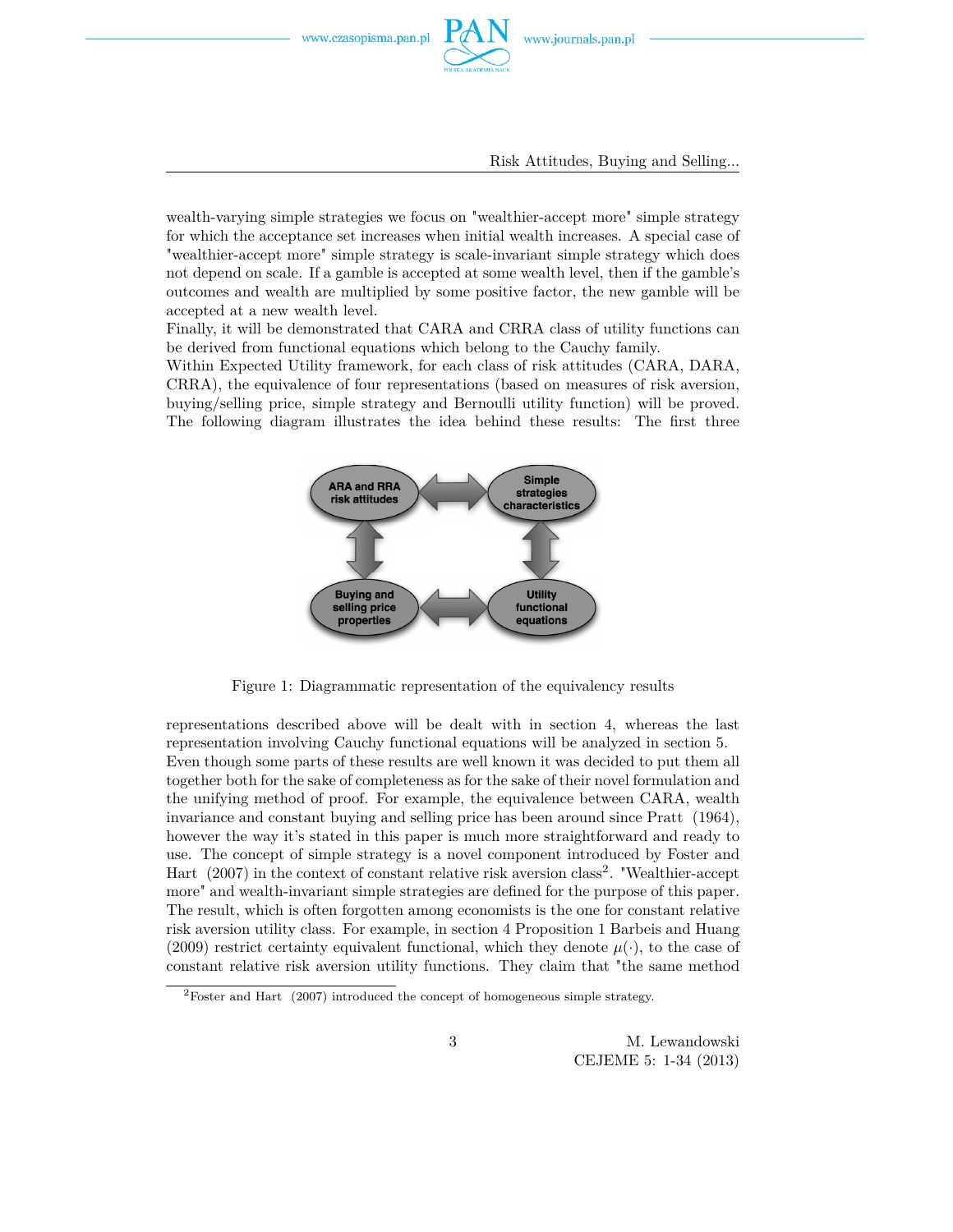wealth-varying simple strategies we focus on "wealthier-accept more" simple strategy for which the acceptance set increases when initial wealth increases. A special case of "wealthier-accept more" simple strategy is scale-invariant simple strategy which does not depend on scale. If a gamble is accepted at some wealth level, then if the gamble's outcomes and wealth are multiplied by some positive factor, the new gamble will be accepted at a new wealth level.

Finally, it will be demonstrated that CARA and CRRA class of utility functions can be derived from functional equations which belong to the Cauchy family.

Within Expected Utility framework, for each class of risk attitudes (CARA, DARA, CRRA), the equivalence of four representations (based on measures of risk aversion, buying/selling price, simple strategy and Bernoulli utility function) will be proved. The following diagram illustrates the idea behind these results: The first three

Figure 1: Diagrammatic representation of the equivalency results

representations described above will be dealt with in section 4, whereas the last representation involving Cauchy functional equations will be analyzed in section 5.

Even though some parts of these results are well known it was decided to put them all together both for the sake of completeness as for the sake of their novel formulation and the unifying method of proof. For example, the equivalence between CARA, wealth invariance and constant buying and selling price has been around since Pratt (1964), however the way it's stated in this paper is much more straightforward and ready to use. The concept of simple strategy is a novel component introduced by Foster and Hart (2007) in the context of constant relative risk aversion class[2]. "Wealthier-accept more" and wealth-invariant simple strategies are defined for the purpose of this paper. The result, which is often forgotten among economists is the one for constant relative risk aversion utility class. For example, in section 4 Proposition 1 Barbeis and Huang (2009) restrict certainty equivalent functional, which they denote $\mu(\cdot)$, to the case of constant relative risk aversion utility functions. They claim that "the same method

[2] Foster and Hart (2007) introduced the concept of homogeneous simple strategy.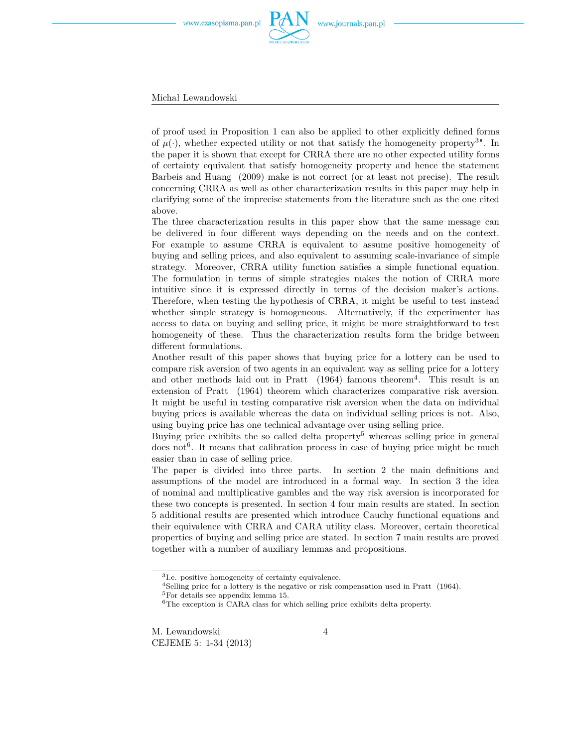of proof used in Proposition 1 can also be applied to other explicitly defined forms of $\mu(\cdot)$, whether expected utility or not that satisfy the homogeneity property[3]". In the paper it is shown that except for CRRA there are no other expected utility forms of certainty equivalent that satisfy homogeneity property and hence the statement Barbeis and Huang (2009) make is not correct (or at least not precise). The result concerning CRRA as well as other characterization results in this paper may help in clarifying some of the imprecise statements from the literature such as the one cited above.

The three characterization results in this paper show that the same message can be delivered in four different ways depending on the needs and on the context. For example to assume CRRA is equivalent to assume positive homogeneity of buying and selling prices, and also equivalent to assuming scale-invariance of simple strategy. Moreover, CRRA utility function satisfies a simple functional equation. The formulation in terms of simple strategies makes the notion of CRRA more intuitive since it is expressed directly in terms of the decision maker's actions. Therefore, when testing the hypothesis of CRRA, it might be useful to test instead whether simple strategy is homogeneous. Alternatively, if the experimenter has access to data on buying and selling price, it might be more straightforward to test homogeneity of these. Thus the characterization results form the bridge between different formulations.

Another result of this paper shows that buying price for a lottery can be used to compare risk aversion of two agents in an equivalent way as selling price for a lottery and other methods laid out in Pratt (1964) famous theorem[4]. This result is an extension of Pratt (1964) theorem which characterizes comparative risk aversion. It might be useful in testing comparative risk aversion when the data on individual buying prices is available whereas the data on individual selling prices is not. Also, using buying price has one technical advantage over using selling price.

Buying price exhibits the so called delta property[5] whereas selling price in general does not[6]. It means that calibration process in case of buying price might be much easier than in case of selling price.

The paper is divided into three parts. In section 2 the main definitions and assumptions of the model are introduced in a formal way. In section 3 the idea of nominal and multiplicative gambles and the way risk aversion is incorporated for these two concepts is presented. In section 4 four main results are stated. In section 5 additional results are presented which introduce Cauchy functional equations and their equivalence with CRRA and CARA utility class. Moreover, certain theoretical properties of buying and selling price are stated. In section 7 main results are proved together with a number of auxiliary lemmas and propositions.

---

[3] I.e. positive homogeneity of certainty equivalence.

[4] Selling price for a lottery is the negative or risk compensation used in Pratt (1964).

[5] For details see appendix lemma 15.

[6] The exception is CARA class for which selling price exhibits delta property.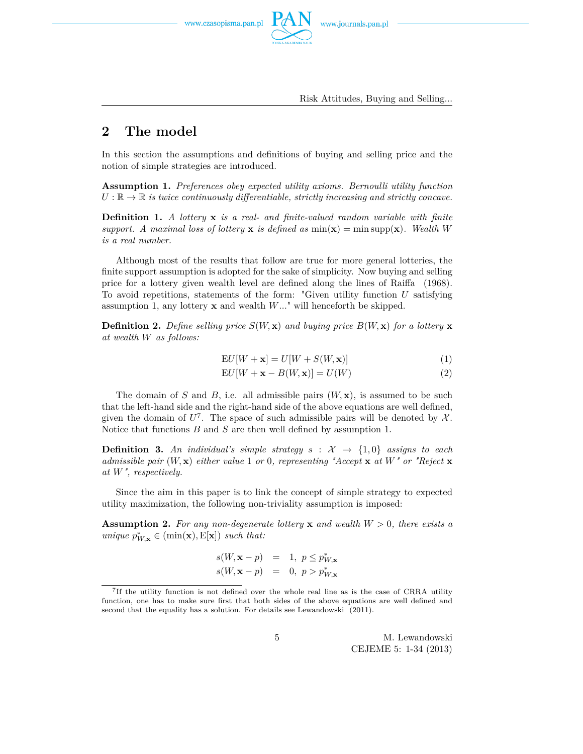## 2 The model

In this section the assumptions and definitions of buying and selling price and the notion of simple strategies are introduced.

**Assumption 1.** *Preferences obey expected utility axioms. Bernoulli utility function $U : \mathbb{R} \to \mathbb{R}$ is twice continuously differentiable, strictly increasing and strictly concave.*

**Definition 1.** *A lottery $\mathbf{x}$ is a real- and finite-valued random variable with finite support. A maximal loss of lottery $\mathbf{x}$ is defined as $\min(\mathbf{x}) = \min \operatorname{supp}(\mathbf{x})$. Wealth $W$ is a real number.*

Although most of the results that follow are true for more general lotteries, the finite support assumption is adopted for the sake of simplicity. Now buying and selling price for a lottery given wealth level are defined along the lines of Raiffa (1968). To avoid repetitions, statements of the form: "Given utility function $U$ satisfying assumption 1, any lottery $\mathbf{x}$ and wealth $W$..." will henceforth be skipped.

**Definition 2.** *Define selling price $S(W, \mathbf{x})$ and buying price $B(W, \mathbf{x})$ for a lottery $\mathbf{x}$ at wealth $W$ as follows:*

$$\mathrm{E}U[W + \mathbf{x}] = U[W + S(W, \mathbf{x})] \tag{1}$$

$$\mathrm{E}U[W + \mathbf{x} - B(W, \mathbf{x})] = U(W) \tag{2}$$

The domain of $S$ and $B$, i.e. all admissible pairs $(W, \mathbf{x})$, is assumed to be such that the left-hand side and the right-hand side of the above equations are well defined, given the domain of $U$[7]. The space of such admissible pairs will be denoted by $\mathcal{X}$. Notice that functions $B$ and $S$ are then well defined by assumption 1.

**Definition 3.** *An individual's simple strategy $s : \mathcal{X} \to \{1, 0\}$ assigns to each admissible pair $(W, \mathbf{x})$ either value 1 or 0, representing "Accept $\mathbf{x}$ at $W$" or "Reject $\mathbf{x}$ at $W$", respectively.*

Since the aim in this paper is to link the concept of simple strategy to expected utility maximization, the following non-triviality assumption is imposed:

**Assumption 2.** *For any non-degenerate lottery $\mathbf{x}$ and wealth $W > 0$, there exists a unique $p^*_{W,\mathbf{x}} \in (\min(\mathbf{x}), \mathrm{E}[\mathbf{x}])$ such that:*

$$\begin{aligned} s(W, \mathbf{x} - p) &= 1, \ p \le p^*_{W,\mathbf{x}} \\ s(W, \mathbf{x} - p) &= 0, \ p > p^*_{W,\mathbf{x}} \end{aligned}$$

[7] If the utility function is not defined over the whole real line as is the case of CRRA utility function, one has to make sure first that both sides of the above equations are well defined and second that the equality has a solution. For details see Lewandowski (2011).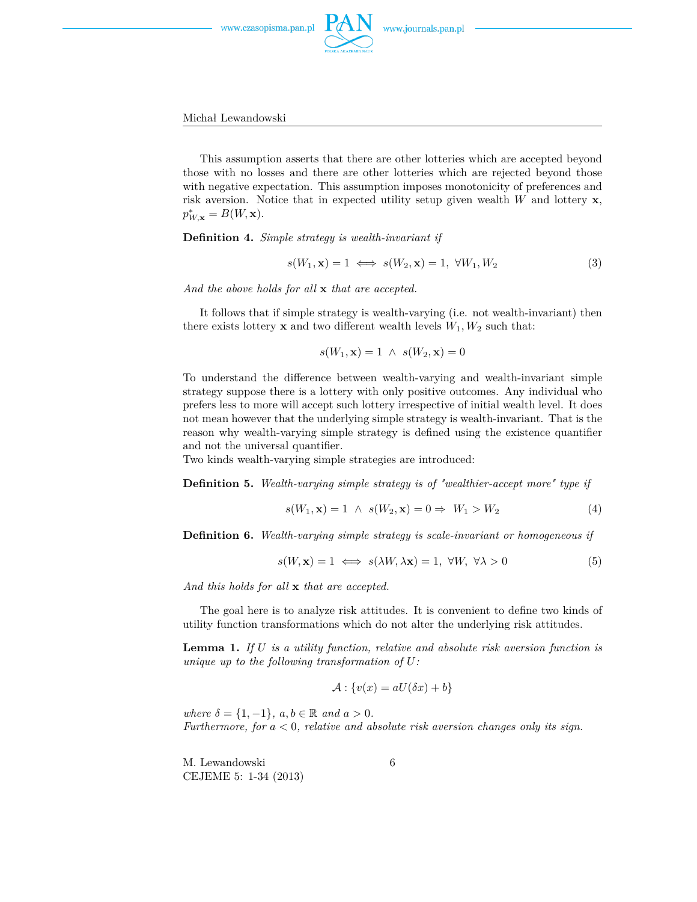This assumption asserts that there are other lotteries which are accepted beyond those with no losses and there are other lotteries which are rejected beyond those with negative expectation. This assumption imposes monotonicity of preferences and risk aversion. Notice that in expected utility setup given wealth $W$ and lottery $\mathbf{x}$, $p^*_{W,\mathbf{x}} = B(W, \mathbf{x})$.

**Definition 4.** *Simple strategy is wealth-invariant if*

$$s(W_1, \mathbf{x}) = 1 \iff s(W_2, \mathbf{x}) = 1, \ \forall W_1, W_2 \tag{3}$$

*And the above holds for all* $\mathbf{x}$ *that are accepted.*

It follows that if simple strategy is wealth-varying (i.e. not wealth-invariant) then there exists lottery $\mathbf{x}$ and two different wealth levels $W_1, W_2$ such that:

$$s(W_1, \mathbf{x}) = 1 \ \wedge \ s(W_2, \mathbf{x}) = 0$$

To understand the difference between wealth-varying and wealth-invariant simple strategy suppose there is a lottery with only positive outcomes. Any individual who prefers less to more will accept such lottery irrespective of initial wealth level. It does not mean however that the underlying simple strategy is wealth-invariant. That is the reason why wealth-varying simple strategy is defined using the existence quantifier and not the universal quantifier.
Two kinds wealth-varying simple strategies are introduced:

**Definition 5.** *Wealth-varying simple strategy is of "wealthier-accept more" type if*

$$s(W_1, \mathbf{x}) = 1 \ \wedge \ s(W_2, \mathbf{x}) = 0 \Rightarrow \ W_1 > W_2 \tag{4}$$

**Definition 6.** *Wealth-varying simple strategy is scale-invariant or homogeneous if*

$$s(W, \mathbf{x}) = 1 \iff s(\lambda W, \lambda \mathbf{x}) = 1, \ \forall W, \ \forall \lambda > 0 \tag{5}$$

*And this holds for all* $\mathbf{x}$ *that are accepted.*

The goal here is to analyze risk attitudes. It is convenient to define two kinds of utility function transformations which do not alter the underlying risk attitudes.

**Lemma 1.** *If* $U$ *is a utility function, relative and absolute risk aversion function is unique up to the following transformation of* $U$*:*

$$\mathcal{A} : \{v(x) = aU(\delta x) + b\}$$

*where* $\delta = \{1, -1\}$*,* $a, b \in \mathbb{R}$ *and* $a > 0$*.*
*Furthermore, for* $a < 0$*, relative and absolute risk aversion changes only its sign.*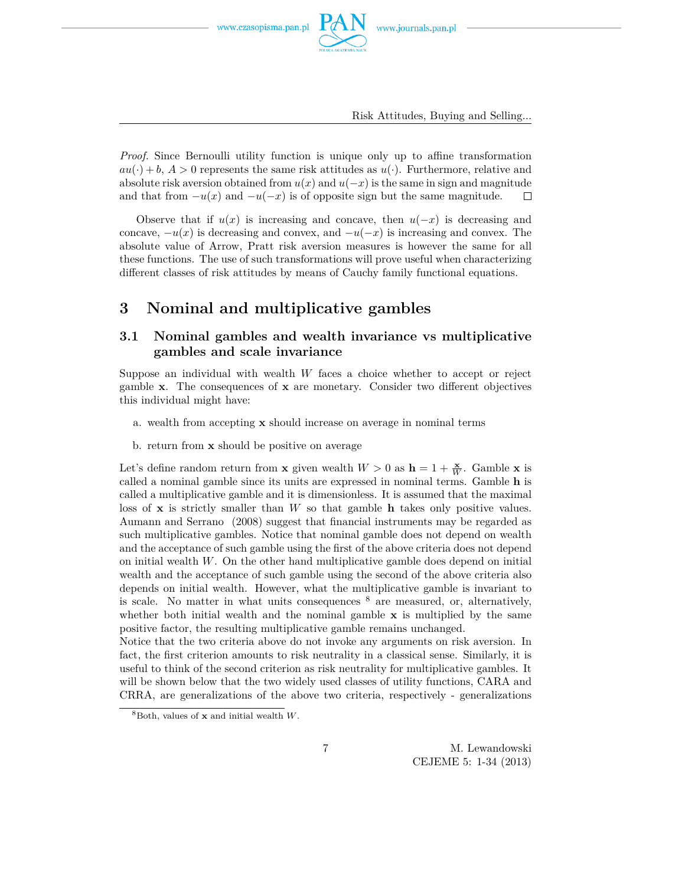*Proof.* Since Bernoulli utility function is unique only up to affine transformation $au(\cdot)+b$, $A>0$ represents the same risk attitudes as $u(\cdot)$. Furthermore, relative and absolute risk aversion obtained from $u(x)$ and $u(-x)$ is the same in sign and magnitude and that from $-u(x)$ and $-u(-x)$ is of opposite sign but the same magnitude. □

Observe that if $u(x)$ is increasing and concave, then $u(-x)$ is decreasing and concave, $-u(x)$ is decreasing and convex, and $-u(-x)$ is increasing and convex. The absolute value of Arrow, Pratt risk aversion measures is however the same for all these functions. The use of such transformations will prove useful when characterizing different classes of risk attitudes by means of Cauchy family functional equations.

# 3 Nominal and multiplicative gambles

## 3.1 Nominal gambles and wealth invariance vs multiplicative gambles and scale invariance

Suppose an individual with wealth $W$ faces a choice whether to accept or reject gamble $\mathbf{x}$. The consequences of $\mathbf{x}$ are monetary. Consider two different objectives this individual might have:

a. wealth from accepting $\mathbf{x}$ should increase on average in nominal terms

b. return from $\mathbf{x}$ should be positive on average

Let's define random return from $\mathbf{x}$ given wealth $W>0$ as $\mathbf{h}=1+\frac{\mathbf{x}}{W}$. Gamble $\mathbf{x}$ is called a nominal gamble since its units are expressed in nominal terms. Gamble $\mathbf{h}$ is called a multiplicative gamble and it is dimensionless. It is assumed that the maximal loss of $\mathbf{x}$ is strictly smaller than $W$ so that gamble $\mathbf{h}$ takes only positive values. Aumann and Serrano (2008) suggest that financial instruments may be regarded as such multiplicative gambles. Notice that nominal gamble does not depend on wealth and the acceptance of such gamble using the first of the above criteria does not depend on initial wealth $W$. On the other hand multiplicative gamble does depend on initial wealth and the acceptance of such gamble using the second of the above criteria also depends on initial wealth. However, what the multiplicative gamble is invariant to is scale. No matter in what units consequences [8] are measured, or, alternatively, whether both initial wealth and the nominal gamble $\mathbf{x}$ is multiplied by the same positive factor, the resulting multiplicative gamble remains unchanged.
Notice that the two criteria above do not invoke any arguments on risk aversion. In fact, the first criterion amounts to risk neutrality in a classical sense. Similarly, it is useful to think of the second criterion as risk neutrality for multiplicative gambles. It will be shown below that the two widely used classes of utility functions, CARA and CRRA, are generalizations of the above two criteria, respectively - generalizations

[8] Both, values of $\mathbf{x}$ and initial wealth $W$.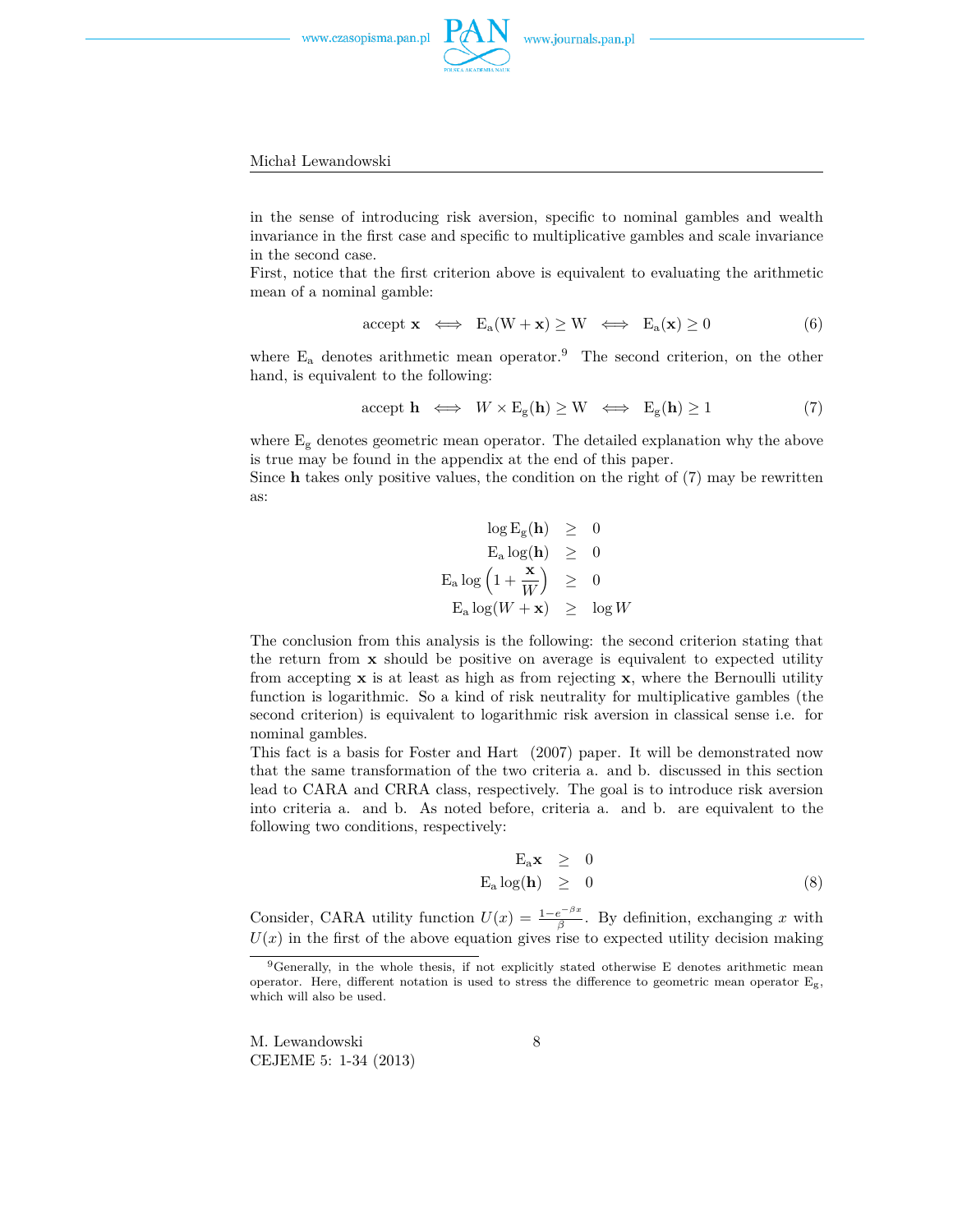in the sense of introducing risk aversion, specific to nominal gambles and wealth invariance in the first case and specific to multiplicative gambles and scale invariance in the second case.

First, notice that the first criterion above is equivalent to evaluating the arithmetic mean of a nominal gamble:

$$\text{accept } \mathbf{x} \iff \mathrm{E_a}(\mathrm{W} + \mathbf{x}) \geq \mathrm{W} \iff \mathrm{E_a}(\mathbf{x}) \geq 0 \tag{6}$$

where $\mathrm{E_a}$ denotes arithmetic mean operator.[9] The second criterion, on the other hand, is equivalent to the following:

$$\text{accept } \mathbf{h} \iff W \times \mathrm{E_g}(\mathbf{h}) \geq \mathrm{W} \iff \mathrm{E_g}(\mathbf{h}) \geq 1 \tag{7}$$

where $\mathrm{E_g}$ denotes geometric mean operator. The detailed explanation why the above is true may be found in the appendix at the end of this paper.

Since $\mathbf{h}$ takes only positive values, the condition on the right of (7) may be rewritten as:

$$\begin{aligned}
\log \mathrm{E_g}(\mathbf{h}) &\geq 0 \\
\mathrm{E_a} \log(\mathbf{h}) &\geq 0 \\
\mathrm{E_a} \log\left(1 + \frac{\mathbf{x}}{W}\right) &\geq 0 \\
\mathrm{E_a} \log(W + \mathbf{x}) &\geq \log W
\end{aligned}$$

The conclusion from this analysis is the following: the second criterion stating that the return from $\mathbf{x}$ should be positive on average is equivalent to expected utility from accepting $\mathbf{x}$ is at least as high as from rejecting $\mathbf{x}$, where the Bernoulli utility function is logarithmic. So a kind of risk neutrality for multiplicative gambles (the second criterion) is equivalent to logarithmic risk aversion in classical sense i.e. for nominal gambles.

This fact is a basis for Foster and Hart (2007) paper. It will be demonstrated now that the same transformation of the two criteria a. and b. discussed in this section lead to CARA and CRRA class, respectively. The goal is to introduce risk aversion into criteria a. and b. As noted before, criteria a. and b. are equivalent to the following two conditions, respectively:

$$\begin{aligned}
\mathrm{E_a}\mathbf{x} &\geq 0 \\
\mathrm{E_a} \log(\mathbf{h}) &\geq 0
\end{aligned} \tag{8}$$

Consider, CARA utility function $U(x) = \frac{1-e^{-\beta x}}{\beta}$. By definition, exchanging $x$ with $U(x)$ in the first of the above equation gives rise to expected utility decision making

[9] Generally, in the whole thesis, if not explicitly stated otherwise E denotes arithmetic mean operator. Here, different notation is used to stress the difference to geometric mean operator $\mathrm{E_g}$, which will also be used.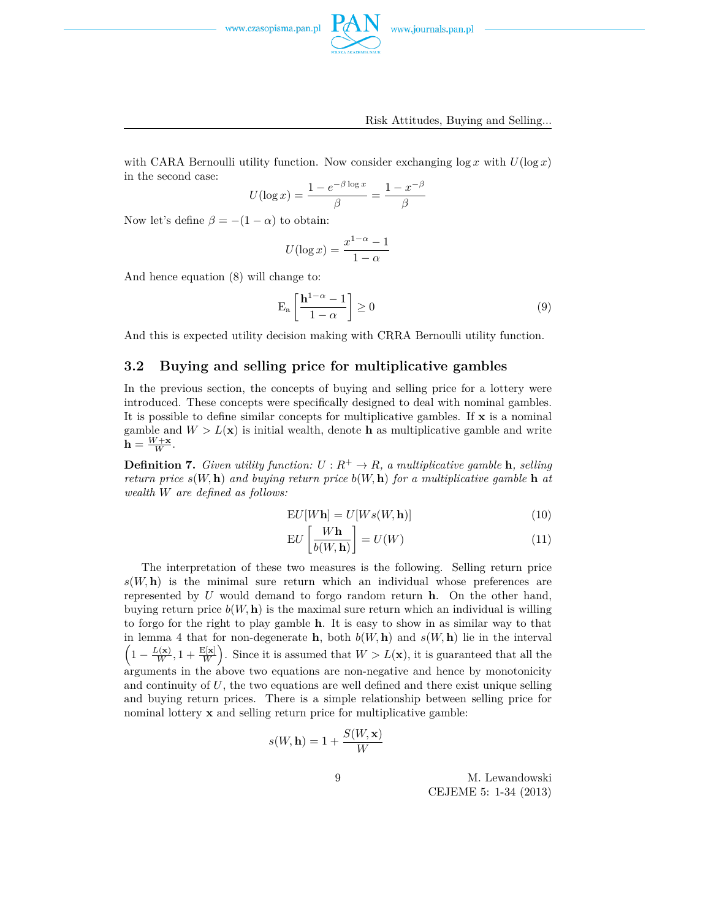with CARA Bernoulli utility function. Now consider exchanging $\log x$ with $U(\log x)$ in the second case:

$$U(\log x) = \frac{1 - e^{-\beta \log x}}{\beta} = \frac{1 - x^{-\beta}}{\beta}$$

Now let's define $\beta = -(1 - \alpha)$ to obtain:

$$U(\log x) = \frac{x^{1-\alpha} - 1}{1 - \alpha}$$

And hence equation (8) will change to:

$$\mathrm{E}_{\mathrm{a}}\left[\frac{\mathbf{h}^{1-\alpha} - 1}{1 - \alpha}\right] \geq 0 \tag{9}$$

And this is expected utility decision making with CRRA Bernoulli utility function.

## 3.2 Buying and selling price for multiplicative gambles

In the previous section, the concepts of buying and selling price for a lottery were introduced. These concepts were specifically designed to deal with nominal gambles. It is possible to define similar concepts for multiplicative gambles. If $\mathbf{x}$ is a nominal gamble and $W > L(\mathbf{x})$ is initial wealth, denote $\mathbf{h}$ as multiplicative gamble and write $\mathbf{h} = \frac{W + \mathbf{x}}{W}$.

**Definition 7.** *Given utility function: $U : R^+ \to R$, a multiplicative gamble $\mathbf{h}$, selling return price $s(W, \mathbf{h})$ and buying return price $b(W, \mathbf{h})$ for a multiplicative gamble $\mathbf{h}$ at wealth $W$ are defined as follows:*

$$\mathrm{E}U[W\mathbf{h}] = U[Ws(W, \mathbf{h})] \tag{10}$$

$$\mathrm{E}U\left[\frac{W\mathbf{h}}{b(W, \mathbf{h})}\right] = U(W) \tag{11}$$

The interpretation of these two measures is the following. Selling return price $s(W, \mathbf{h})$ is the minimal sure return which an individual whose preferences are represented by $U$ would demand to forgo random return $\mathbf{h}$. On the other hand, buying return price $b(W, \mathbf{h})$ is the maximal sure return which an individual is willing to forgo for the right to play gamble $\mathbf{h}$. It is easy to show in as similar way to that in lemma 4 that for non-degenerate $\mathbf{h}$, both $b(W, \mathbf{h})$ and $s(W, \mathbf{h})$ lie in the interval $\left(1 - \frac{L(\mathbf{x})}{W}, 1 + \frac{\mathrm{E}[\mathbf{x}]}{W}\right)$. Since it is assumed that $W > L(\mathbf{x})$, it is guaranteed that all the arguments in the above two equations are non-negative and hence by monotonicity and continuity of $U$, the two equations are well defined and there exist unique selling and buying return prices. There is a simple relationship between selling price for nominal lottery $\mathbf{x}$ and selling return price for multiplicative gamble:

$$s(W, \mathbf{h}) = 1 + \frac{S(W, \mathbf{x})}{W}$$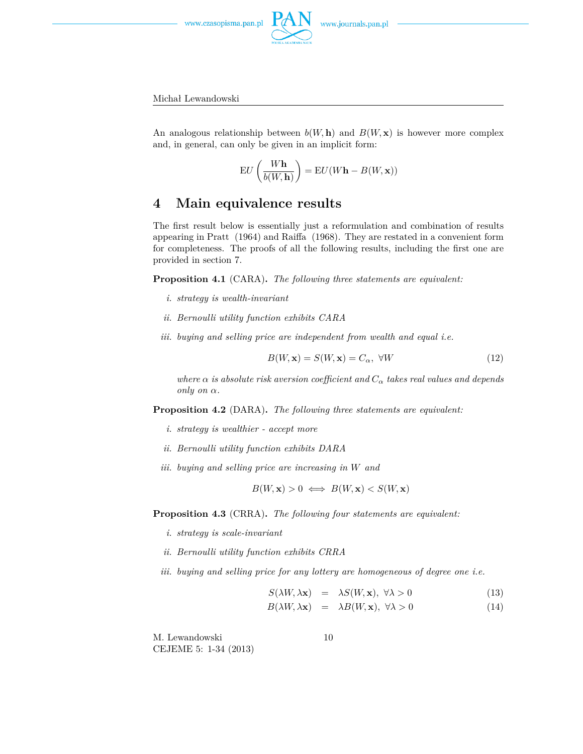An analogous relationship between $b(W, \mathbf{h})$ and $B(W, \mathbf{x})$ is however more complex and, in general, can only be given in an implicit form:

$$\mathrm{E}U\left(\frac{W\mathbf{h}}{b(W, \mathbf{h})}\right) = \mathrm{E}U(W\mathbf{h} - B(W, \mathbf{x}))$$

## 4 Main equivalence results

The first result below is essentially just a reformulation and combination of results appearing in Pratt (1964) and Raiffa (1968). They are restated in a convenient form for completeness. The proofs of all the following results, including the first one are provided in section 7.

**Proposition 4.1** (CARA)**.** *The following three statements are equivalent:*

*i. strategy is wealth-invariant*

*ii. Bernoulli utility function exhibits CARA*

*iii. buying and selling price are independent from wealth and equal i.e.*

$$B(W, \mathbf{x}) = S(W, \mathbf{x}) = C_\alpha, \ \forall W \tag{12}$$

*where $\alpha$ is absolute risk aversion coefficient and $C_\alpha$ takes real values and depends only on $\alpha$.*

**Proposition 4.2** (DARA)**.** *The following three statements are equivalent:*

*i. strategy is wealthier - accept more*

*ii. Bernoulli utility function exhibits DARA*

*iii. buying and selling price are increasing in $W$ and*

$$B(W, \mathbf{x}) > 0 \iff B(W, \mathbf{x}) < S(W, \mathbf{x})$$

**Proposition 4.3** (CRRA)**.** *The following four statements are equivalent:*

*i. strategy is scale-invariant*

*ii. Bernoulli utility function exhibits CRRA*

*iii. buying and selling price for any lottery are homogeneous of degree one i.e.*

$$S(\lambda W, \lambda \mathbf{x}) = \lambda S(W, \mathbf{x}), \ \forall \lambda > 0 \tag{13}$$

$$B(\lambda W, \lambda \mathbf{x}) = \lambda B(W, \mathbf{x}), \ \forall \lambda > 0 \tag{14}$$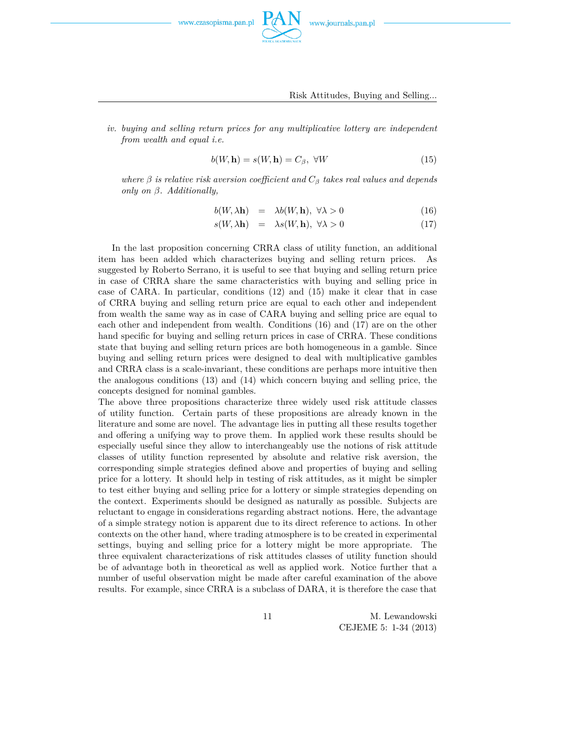*iv. buying and selling return prices for any multiplicative lottery are independent from wealth and equal i.e.*

$$b(W, \mathbf{h}) = s(W, \mathbf{h}) = C_\beta, \ \forall W \tag{15}$$

*where $\beta$ is relative risk aversion coefficient and $C_\beta$ takes real values and depends only on $\beta$. Additionally,*

$$b(W, \lambda\mathbf{h}) = \lambda b(W, \mathbf{h}), \ \forall \lambda > 0 \tag{16}$$

$$s(W, \lambda\mathbf{h}) = \lambda s(W, \mathbf{h}), \ \forall \lambda > 0 \tag{17}$$

In the last proposition concerning CRRA class of utility function, an additional item has been added which characterizes buying and selling return prices. As suggested by Roberto Serrano, it is useful to see that buying and selling return price in case of CRRA share the same characteristics with buying and selling price in case of CARA. In particular, conditions (12) and (15) make it clear that in case of CRRA buying and selling return price are equal to each other and independent from wealth the same way as in case of CARA buying and selling price are equal to each other and independent from wealth. Conditions (16) and (17) are on the other hand specific for buying and selling return prices in case of CRRA. These conditions state that buying and selling return prices are both homogeneous in a gamble. Since buying and selling return prices were designed to deal with multiplicative gambles and CRRA class is a scale-invariant, these conditions are perhaps more intuitive then the analogous conditions (13) and (14) which concern buying and selling price, the concepts designed for nominal gambles.

The above three propositions characterize three widely used risk attitude classes of utility function. Certain parts of these propositions are already known in the literature and some are novel. The advantage lies in putting all these results together and offering a unifying way to prove them. In applied work these results should be especially useful since they allow to interchangeably use the notions of risk attitude classes of utility function represented by absolute and relative risk aversion, the corresponding simple strategies defined above and properties of buying and selling price for a lottery. It should help in testing of risk attitudes, as it might be simpler to test either buying and selling price for a lottery or simple strategies depending on the context. Experiments should be designed as naturally as possible. Subjects are reluctant to engage in considerations regarding abstract notions. Here, the advantage of a simple strategy notion is apparent due to its direct reference to actions. In other contexts on the other hand, where trading atmosphere is to be created in experimental settings, buying and selling price for a lottery might be more appropriate. The three equivalent characterizations of risk attitudes classes of utility function should be of advantage both in theoretical as well as applied work. Notice further that a number of useful observation might be made after careful examination of the above results. For example, since CRRA is a subclass of DARA, it is therefore the case that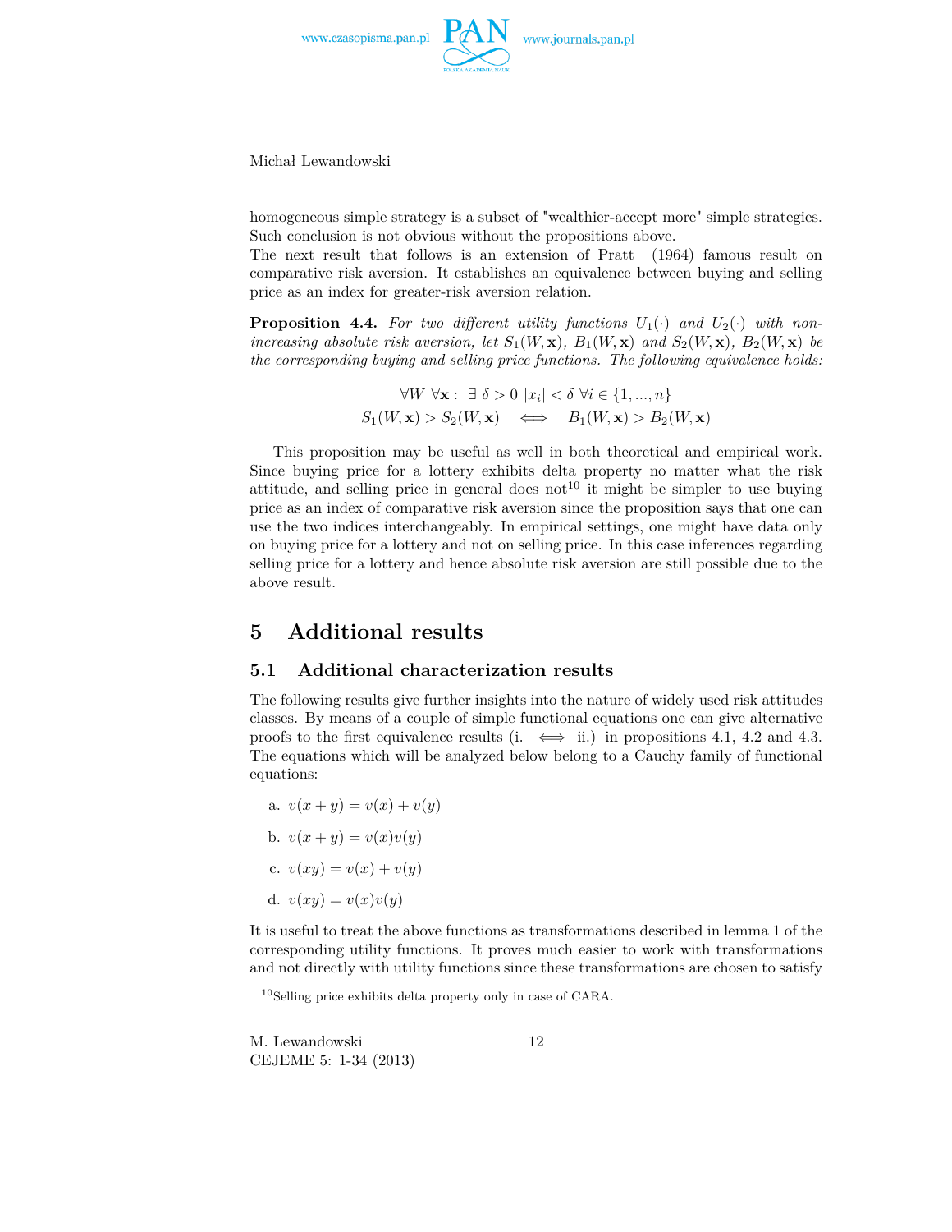homogeneous simple strategy is a subset of "wealthier-accept more" simple strategies. Such conclusion is not obvious without the propositions above.
The next result that follows is an extension of Pratt (1964) famous result on comparative risk aversion. It establishes an equivalence between buying and selling price as an index for greater-risk aversion relation.

**Proposition 4.4.** *For two different utility functions $U_1(\cdot)$ and $U_2(\cdot)$ with non-increasing absolute risk aversion, let $S_1(W, \mathbf{x})$, $B_1(W, \mathbf{x})$ and $S_2(W, \mathbf{x})$, $B_2(W, \mathbf{x})$ be the corresponding buying and selling price functions. The following equivalence holds:*

$$\forall W \ \forall \mathbf{x} : \ \exists \ \delta > 0 \ |x_i| < \delta \ \forall i \in \{1, ..., n\}$$
$$S_1(W, \mathbf{x}) > S_2(W, \mathbf{x}) \quad \Longleftrightarrow \quad B_1(W, \mathbf{x}) > B_2(W, \mathbf{x})$$

This proposition may be useful as well in both theoretical and empirical work. Since buying price for a lottery exhibits delta property no matter what the risk attitude, and selling price in general does not[10] it might be simpler to use buying price as an index of comparative risk aversion since the proposition says that one can use the two indices interchangeably. In empirical settings, one might have data only on buying price for a lottery and not on selling price. In this case inferences regarding selling price for a lottery and hence absolute risk aversion are still possible due to the above result.

# 5 Additional results

## 5.1 Additional characterization results

The following results give further insights into the nature of widely used risk attitudes classes. By means of a couple of simple functional equations one can give alternative proofs to the first equivalence results (i. $\Longleftrightarrow$ ii.) in propositions 4.1, 4.2 and 4.3. The equations which will be analyzed below belong to a Cauchy family of functional equations:

a. $v(x + y) = v(x) + v(y)$

b. $v(x + y) = v(x)v(y)$

c. $v(xy) = v(x) + v(y)$

d. $v(xy) = v(x)v(y)$

It is useful to treat the above functions as transformations described in lemma 1 of the corresponding utility functions. It proves much easier to work with transformations and not directly with utility functions since these transformations are chosen to satisfy

[10] Selling price exhibits delta property only in case of CARA.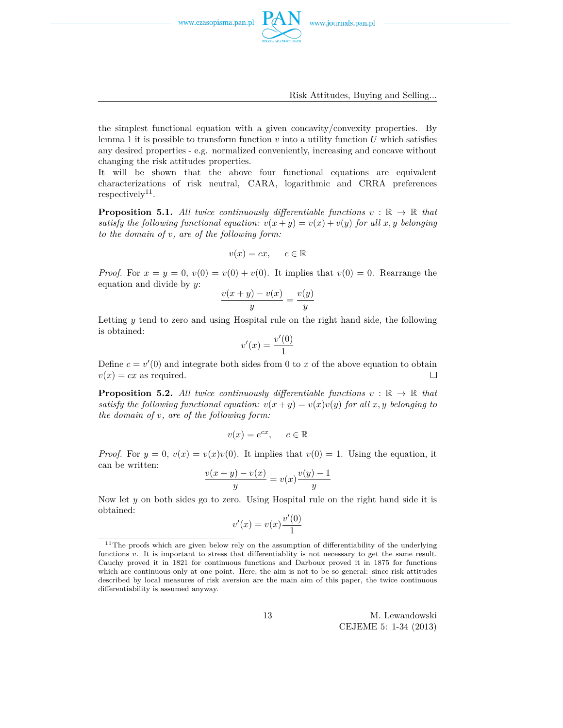the simplest functional equation with a given concavity/convexity properties. By lemma 1 it is possible to transform function $v$ into a utility function $U$ which satisfies any desired properties - e.g. normalized conveniently, increasing and concave without changing the risk attitudes properties.

It will be shown that the above four functional equations are equivalent characterizations of risk neutral, CARA, logarithmic and CRRA preferences respectively[11].

**Proposition 5.1.** *All twice continuously differentiable functions $v : \mathbb{R} \to \mathbb{R}$ that satisfy the following functional equation: $v(x + y) = v(x) + v(y)$ for all $x, y$ belonging to the domain of $v$, are of the following form:*

$$v(x) = cx, \quad c \in \mathbb{R}$$

*Proof.* For $x = y = 0$, $v(0) = v(0) + v(0)$. It implies that $v(0) = 0$. Rearrange the equation and divide by $y$:

$$\frac{v(x + y) - v(x)}{y} = \frac{v(y)}{y}$$

Letting $y$ tend to zero and using Hospital rule on the right hand side, the following is obtained:

$$v'(x) = \frac{v'(0)}{1}$$

Define $c = v'(0)$ and integrate both sides from 0 to $x$ of the above equation to obtain $v(x) = cx$ as required. □

**Proposition 5.2.** *All twice continuously differentiable functions $v : \mathbb{R} \to \mathbb{R}$ that satisfy the following functional equation: $v(x + y) = v(x)v(y)$ for all $x, y$ belonging to the domain of $v$, are of the following form:*

$$v(x) = e^{cx}, \quad c \in \mathbb{R}$$

*Proof.* For $y = 0$, $v(x) = v(x)v(0)$. It implies that $v(0) = 1$. Using the equation, it can be written:

$$\frac{v(x + y) - v(x)}{y} = v(x)\frac{v(y) - 1}{y}$$

Now let $y$ on both sides go to zero. Using Hospital rule on the right hand side it is obtained:

$$v'(x) = v(x)\frac{v'(0)}{1}$$

[11] The proofs which are given below rely on the assumption of differentiability of the underlying functions $v$. It is important to stress that differentiablity is not necessary to get the same result. Cauchy proved it in 1821 for continuous functions and Darboux proved it in 1875 for functions which are continuous only at one point. Here, the aim is not to be so general: since risk attitudes described by local measures of risk aversion are the main aim of this paper, the twice continuous differentiability is assumed anyway.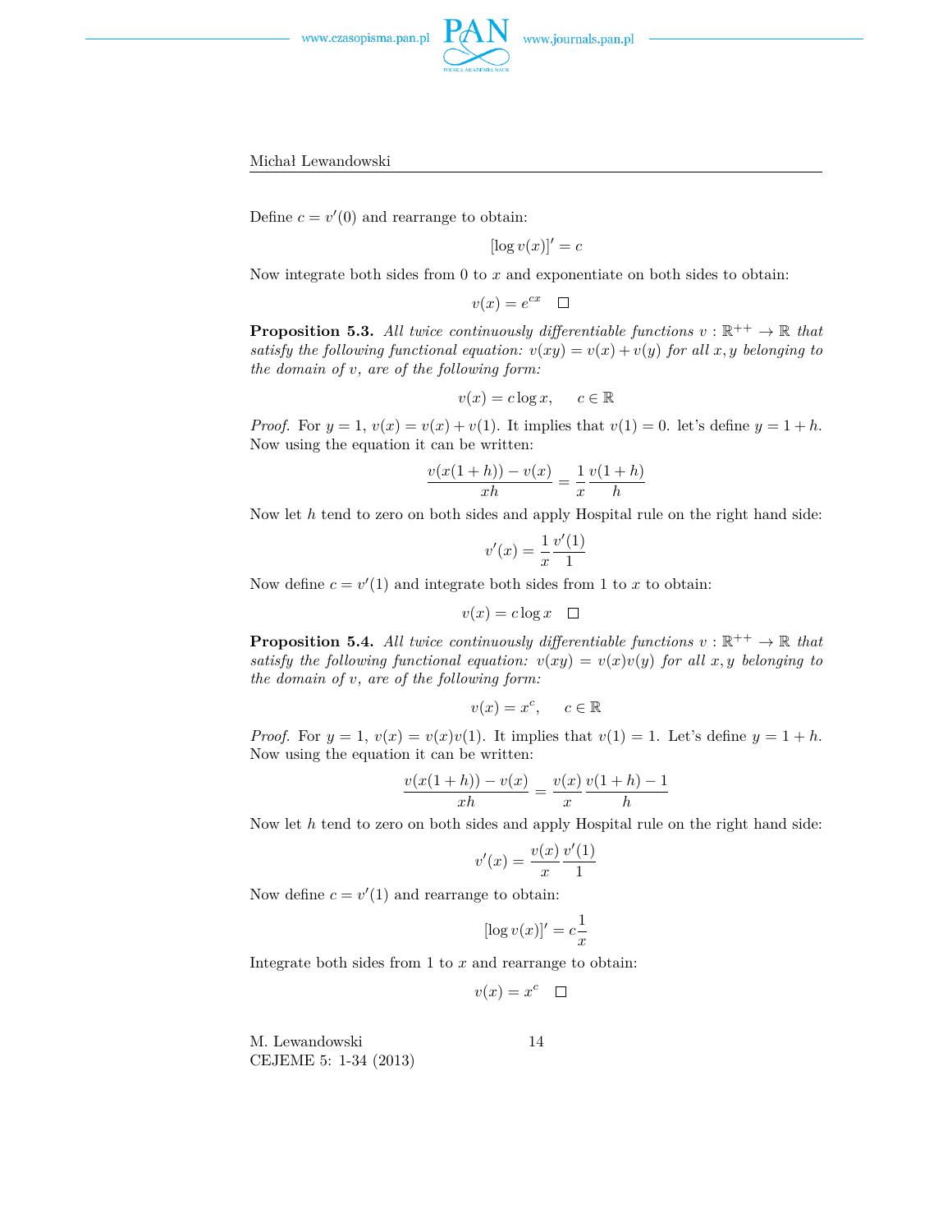Define $c = v'(0)$ and rearrange to obtain:

$$[\log v(x)]' = c$$

Now integrate both sides from 0 to $x$ and exponentiate on both sides to obtain:

$$v(x) = e^{cx} \quad \square$$

**Proposition 5.3.** *All twice continuously differentiable functions $v : \mathbb{R}^{++} \rightarrow \mathbb{R}$ that satisfy the following functional equation: $v(xy) = v(x) + v(y)$ for all $x, y$ belonging to the domain of $v$, are of the following form:*

$$v(x) = c \log x, \qquad c \in \mathbb{R}$$

*Proof.* For $y = 1$, $v(x) = v(x) + v(1)$. It implies that $v(1) = 0$. let's define $y = 1 + h$. Now using the equation it can be written:

$$\frac{v(x(1+h)) - v(x)}{xh} = \frac{1}{x}\frac{v(1+h)}{h}$$

Now let $h$ tend to zero on both sides and apply Hospital rule on the right hand side:

$$v'(x) = \frac{1}{x}\frac{v'(1)}{1}$$

Now define $c = v'(1)$ and integrate both sides from 1 to $x$ to obtain:

$$v(x) = c \log x \quad \square$$

**Proposition 5.4.** *All twice continuously differentiable functions $v : \mathbb{R}^{++} \rightarrow \mathbb{R}$ that satisfy the following functional equation: $v(xy) = v(x)v(y)$ for all $x, y$ belonging to the domain of $v$, are of the following form:*

$$v(x) = x^c, \qquad c \in \mathbb{R}$$

*Proof.* For $y = 1$, $v(x) = v(x)v(1)$. It implies that $v(1) = 1$. Let's define $y = 1 + h$. Now using the equation it can be written:

$$\frac{v(x(1+h)) - v(x)}{xh} = \frac{v(x)}{x}\frac{v(1+h) - 1}{h}$$

Now let $h$ tend to zero on both sides and apply Hospital rule on the right hand side:

$$v'(x) = \frac{v(x)}{x}\frac{v'(1)}{1}$$

Now define $c = v'(1)$ and rearrange to obtain:

$$[\log v(x)]' = c\frac{1}{x}$$

Integrate both sides from 1 to $x$ and rearrange to obtain:

$$v(x) = x^c \quad \square$$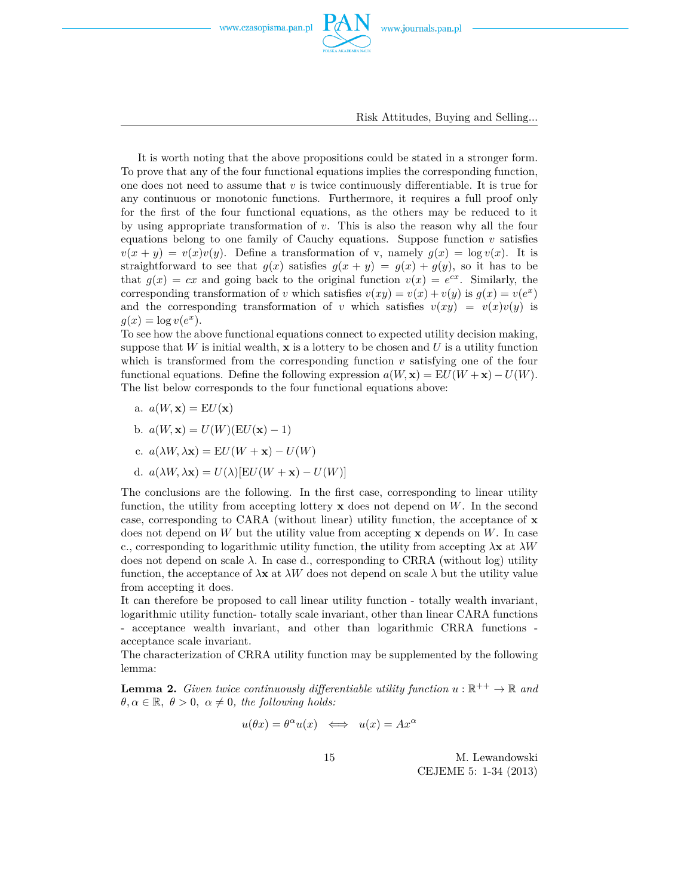It is worth noting that the above propositions could be stated in a stronger form. To prove that any of the four functional equations implies the corresponding function, one does not need to assume that $v$ is twice continuously differentiable. It is true for any continuous or monotonic functions. Furthermore, it requires a full proof only for the first of the four functional equations, as the others may be reduced to it by using appropriate transformation of $v$. This is also the reason why all the four equations belong to one family of Cauchy equations. Suppose function $v$ satisfies $v(x+y) = v(x)v(y)$. Define a transformation of v, namely $g(x) = \log v(x)$. It is straightforward to see that $g(x)$ satisfies $g(x+y) = g(x) + g(y)$, so it has to be that $g(x) = cx$ and going back to the original function $v(x) = e^{cx}$. Similarly, the corresponding transformation of $v$ which satisfies $v(xy) = v(x) + v(y)$ is $g(x) = v(e^x)$ and the corresponding transformation of $v$ which satisfies $v(xy) = v(x)v(y)$ is $g(x) = \log v(e^x)$.

To see how the above functional equations connect to expected utility decision making, suppose that $W$ is initial wealth, $\mathbf{x}$ is a lottery to be chosen and $U$ is a utility function which is transformed from the corresponding function $v$ satisfying one of the four functional equations. Define the following expression $a(W, \mathbf{x}) = \mathrm{E}U(W + \mathbf{x}) - U(W)$. The list below corresponds to the four functional equations above:

a. $a(W, \mathbf{x}) = \mathrm{E}U(\mathbf{x})$

b. $a(W, \mathbf{x}) = U(W)(\mathrm{E}U(\mathbf{x}) - 1)$

c. $a(\lambda W, \lambda \mathbf{x}) = \mathrm{E}U(W + \mathbf{x}) - U(W)$

d. $a(\lambda W, \lambda \mathbf{x}) = U(\lambda)[\mathrm{E}U(W + \mathbf{x}) - U(W)]$

The conclusions are the following. In the first case, corresponding to linear utility function, the utility from accepting lottery $\mathbf{x}$ does not depend on $W$. In the second case, corresponding to CARA (without linear) utility function, the acceptance of $\mathbf{x}$ does not depend on $W$ but the utility value from accepting $\mathbf{x}$ depends on $W$. In case c., corresponding to logarithmic utility function, the utility from accepting $\lambda\mathbf{x}$ at $\lambda W$ does not depend on scale $\lambda$. In case d., corresponding to CRRA (without log) utility function, the acceptance of $\lambda\mathbf{x}$ at $\lambda W$ does not depend on scale $\lambda$ but the utility value from accepting it does.

It can therefore be proposed to call linear utility function - totally wealth invariant, logarithmic utility function- totally scale invariant, other than linear CARA functions - acceptance wealth invariant, and other than logarithmic CRRA functions - acceptance scale invariant.

The characterization of CRRA utility function may be supplemented by the following lemma:

**Lemma 2.** *Given twice continuously differentiable utility function $u : \mathbb{R}^{++} \to \mathbb{R}$ and $\theta, \alpha \in \mathbb{R},\ \theta > 0,\ \alpha \neq 0$, the following holds:*

$$u(\theta x) = \theta^{\alpha} u(x) \iff u(x) = A x^{\alpha}$$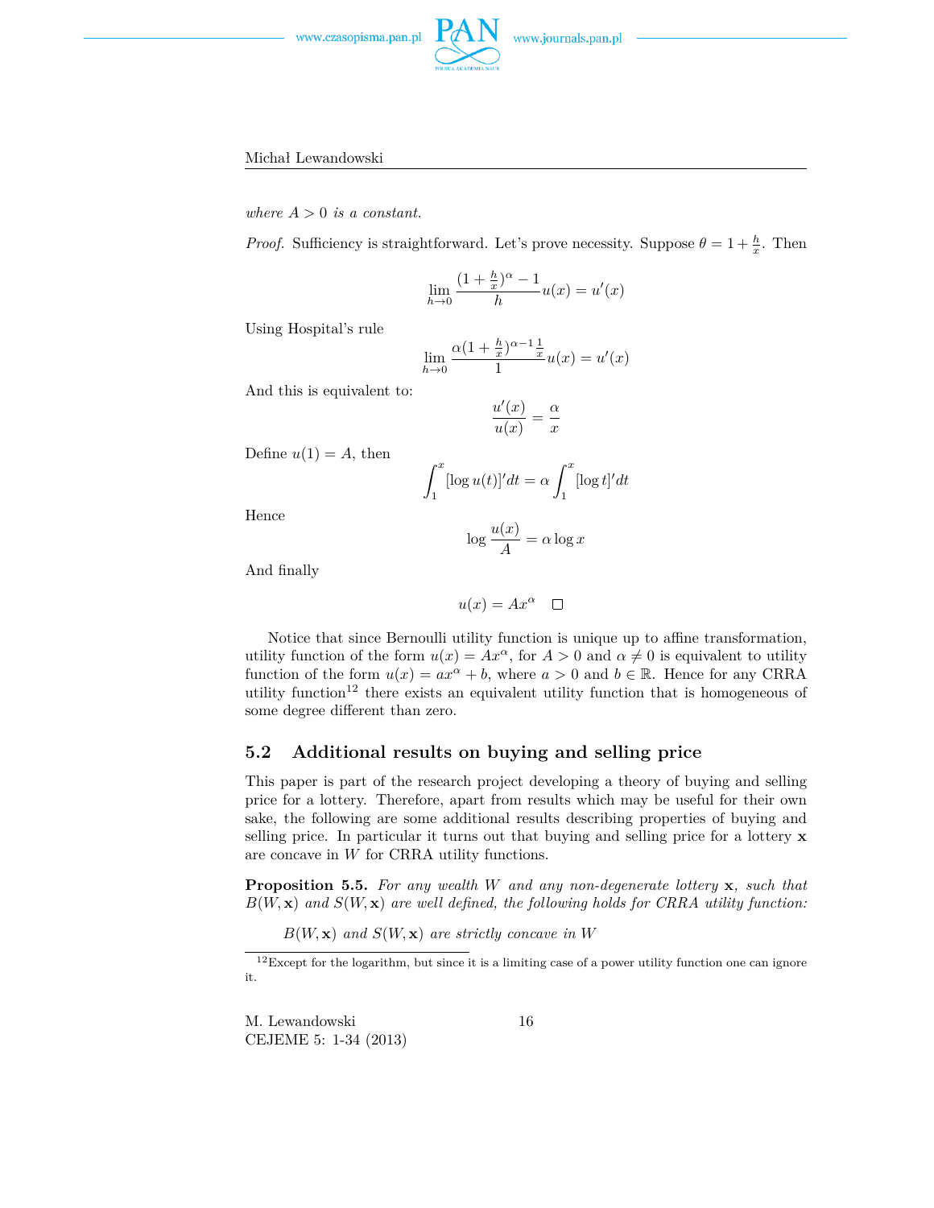*where $A > 0$ is a constant.*

*Proof.* Sufficiency is straightforward. Let's prove necessity. Suppose $\theta = 1 + \frac{h}{x}$. Then

$$\lim_{h \to 0} \frac{(1 + \frac{h}{x})^{\alpha} - 1}{h} u(x) = u'(x)$$

Using Hospital's rule

$$\lim_{h \to 0} \frac{\alpha(1 + \frac{h}{x})^{\alpha - 1} \frac{1}{x}}{1} u(x) = u'(x)$$

And this is equivalent to:

$$\frac{u'(x)}{u(x)} = \frac{\alpha}{x}$$

Define $u(1) = A$, then

$$\int_1^x [\log u(t)]' dt = \alpha \int_1^x [\log t]' dt$$

Hence

$$\log \frac{u(x)}{A} = \alpha \log x$$

And finally

$$u(x) = A x^{\alpha} \quad \square$$

Notice that since Bernoulli utility function is unique up to affine transformation, utility function of the form $u(x) = Ax^{\alpha}$, for $A > 0$ and $\alpha \neq 0$ is equivalent to utility function of the form $u(x) = ax^{\alpha} + b$, where $a > 0$ and $b \in \mathbb{R}$. Hence for any CRRA utility function[12] there exists an equivalent utility function that is homogeneous of some degree different than zero.

## 5.2 Additional results on buying and selling price

This paper is part of the research project developing a theory of buying and selling price for a lottery. Therefore, apart from results which may be useful for their own sake, the following are some additional results describing properties of buying and selling price. In particular it turns out that buying and selling price for a lottery $\mathbf{x}$ are concave in $W$ for CRRA utility functions.

**Proposition 5.5.** *For any wealth $W$ and any non-degenerate lottery $\mathbf{x}$, such that $B(W, \mathbf{x})$ and $S(W, \mathbf{x})$ are well defined, the following holds for CRRA utility function:*

*$B(W, \mathbf{x})$ and $S(W, \mathbf{x})$ are strictly concave in $W$*

[12] Except for the logarithm, but since it is a limiting case of a power utility function one can ignore it.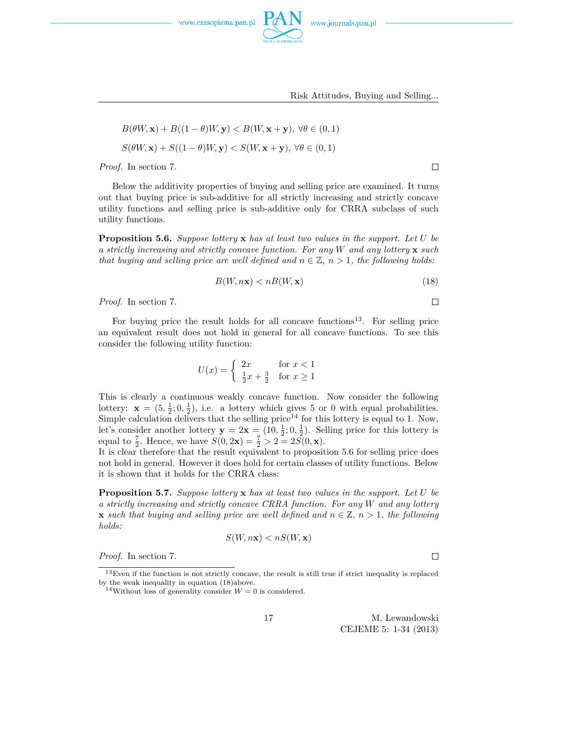$$B(\theta W, \mathbf{x}) + B((1-\theta)W, \mathbf{y}) < B(W, \mathbf{x} + \mathbf{y}),\ \forall \theta \in (0,1)$$

$$S(\theta W, \mathbf{x}) + S((1-\theta)W, \mathbf{y}) < S(W, \mathbf{x} + \mathbf{y}),\ \forall \theta \in (0,1)$$

*Proof.* In section 7. □

Below the additivity properties of buying and selling price are examined. It turns out that buying price is sub-additive for all strictly increasing and strictly concave utility functions and selling price is sub-additive only for CRRA subclass of such utility functions.

**Proposition 5.6.** *Suppose lottery* $\mathbf{x}$ *has at least two values in the support. Let* $U$ *be a strictly increasing and strictly concave function. For any* $W$ *and any lottery* $\mathbf{x}$ *such that buying and selling price are well defined and* $n \in \mathbb{Z}$, $n > 1$, *the following holds:*

$$B(W, n\mathbf{x}) < nB(W, \mathbf{x}) \tag{18}$$

*Proof.* In section 7. □

For buying price the result holds for all concave functions[13]. For selling price an equivalent result does not hold in general for all concave functions. To see this consider the following utility function:

$$U(x) = \begin{cases} 2x & \text{for } x < 1 \\ \frac{1}{2}x + \frac{3}{2} & \text{for } x \geq 1 \end{cases}$$

This is clearly a continuous weakly concave function. Now consider the following lottery: $\mathbf{x} = (5, \frac{1}{2}; 0, \frac{1}{2})$, i.e. a lottery which gives 5 or 0 with equal probabilities. Simple calculation delivers that the selling price[14] for this lottery is equal to 1. Now, let's consider another lottery $\mathbf{y} = 2\mathbf{x} = (10, \frac{1}{2}; 0, \frac{1}{2})$. Selling price for this lottery is equal to $\frac{7}{2}$. Hence, we have $S(0, 2\mathbf{x}) = \frac{7}{2} > 2 = 2S(0, \mathbf{x})$.
It is clear therefore that the result equivalent to proposition 5.6 for selling price does not hold in general. However it does hold for certain classes of utility functions. Below it is shown that it holds for the CRRA class:

**Proposition 5.7.** *Suppose lottery* $\mathbf{x}$ *has at least two values in the support. Let* $U$ *be a strictly increasing and strictly concave CRRA function. For any* $W$ *and any lottery* $\mathbf{x}$ *such that buying and selling price are well defined and* $n \in \mathrm{Z}$, $n > 1$, *the following holds:*

$$S(W, n\mathbf{x}) < nS(W, \mathbf{x})$$

*Proof.* In section 7. □

[13] Even if the function is not strictly concave, the result is still true if strict inequality is replaced by the weak inequality in equation (18)above.

[14] Without loss of generality consider $W = 0$ is considered.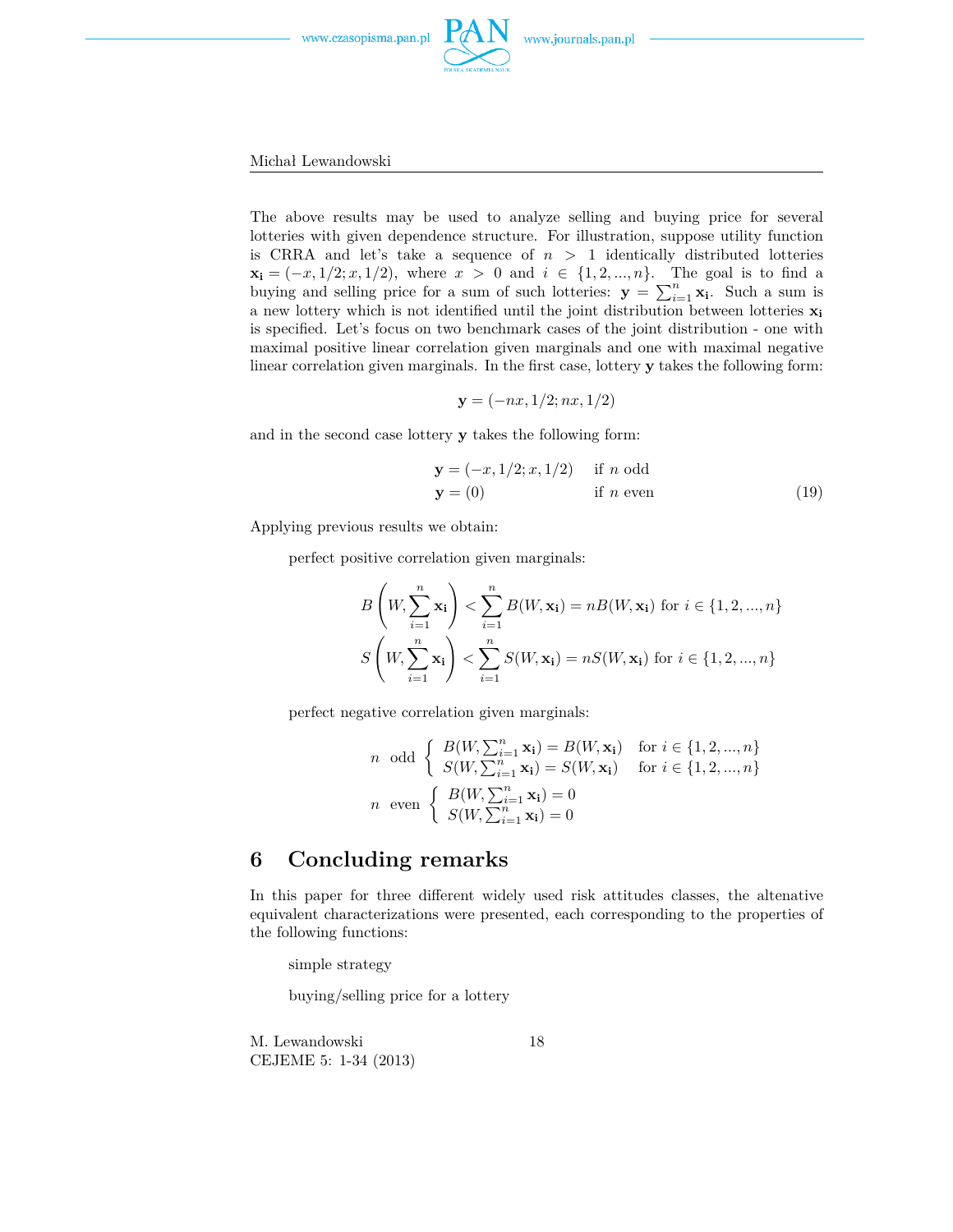The above results may be used to analyze selling and buying price for several lotteries with given dependence structure. For illustration, suppose utility function is CRRA and let's take a sequence of $n > 1$ identically distributed lotteries $\mathbf{x_i} = (-x, 1/2; x, 1/2)$, where $x > 0$ and $i \in \{1, 2, ..., n\}$. The goal is to find a buying and selling price for a sum of such lotteries: $\mathbf{y} = \sum_{i=1}^{n} \mathbf{x_i}$. Such a sum is a new lottery which is not identified until the joint distribution between lotteries $\mathbf{x_i}$ is specified. Let's focus on two benchmark cases of the joint distribution - one with maximal positive linear correlation given marginals and one with maximal negative linear correlation given marginals. In the first case, lottery $\mathbf{y}$ takes the following form:

$$\mathbf{y} = (-nx, 1/2; nx, 1/2)$$

and in the second case lottery $\mathbf{y}$ takes the following form:

$$\begin{array}{ll} \mathbf{y} = (-x, 1/2; x, 1/2) & \text{if } n \text{ odd} \\ \mathbf{y} = (0) & \text{if } n \text{ even} \end{array} \tag{19}$$

Applying previous results we obtain:

perfect positive correlation given marginals:

$$B\left(W, \sum_{i=1}^{n} \mathbf{x_i}\right) < \sum_{i=1}^{n} B(W, \mathbf{x_i}) = nB(W, \mathbf{x_i}) \text{ for } i \in \{1, 2, ..., n\}$$

$$S\left(W, \sum_{i=1}^{n} \mathbf{x_i}\right) < \sum_{i=1}^{n} S(W, \mathbf{x_i}) = nS(W, \mathbf{x_i}) \text{ for } i \in \{1, 2, ..., n\}$$

perfect negative correlation given marginals:

$$n \;\; \text{odd} \left\{ \begin{array}{ll} B(W, \sum_{i=1}^{n} \mathbf{x_i}) = B(W, \mathbf{x_i}) & \text{for } i \in \{1, 2, ..., n\} \\ S(W, \sum_{i=1}^{n} \mathbf{x_i}) = S(W, \mathbf{x_i}) & \text{for } i \in \{1, 2, ..., n\} \end{array} \right.$$

$$n \;\; \text{even} \left\{ \begin{array}{l} B(W, \sum_{i=1}^{n} \mathbf{x_i}) = 0 \\ S(W, \sum_{i=1}^{n} \mathbf{x_i}) = 0 \end{array} \right.$$

# 6 Concluding remarks

In this paper for three different widely used risk attitudes classes, the altenative equivalent characterizations were presented, each corresponding to the properties of the following functions:

simple strategy

buying/selling price for a lottery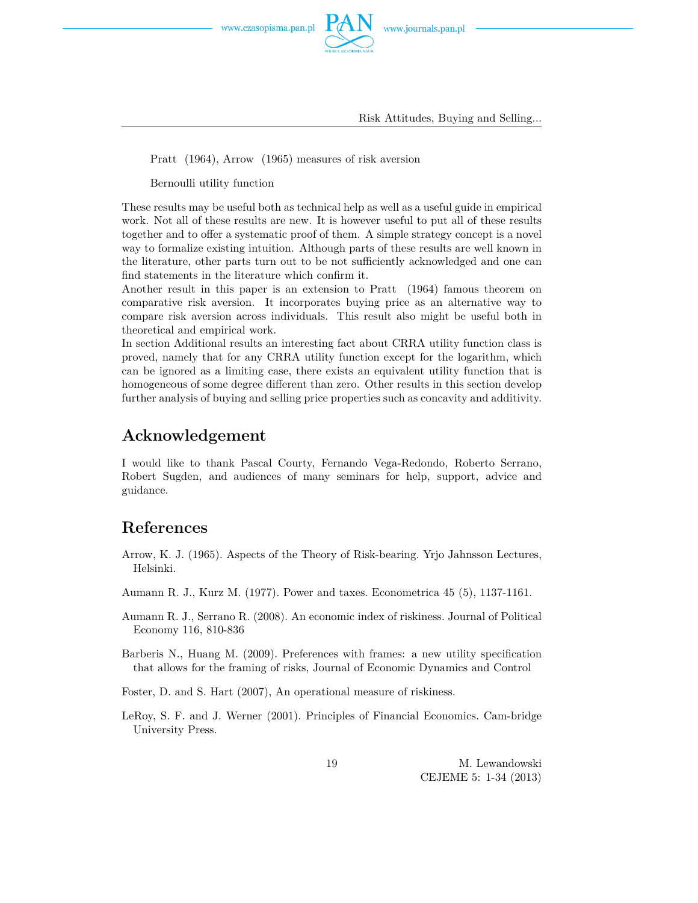Pratt (1964), Arrow (1965) measures of risk aversion

Bernoulli utility function

These results may be useful both as technical help as well as a useful guide in empirical work. Not all of these results are new. It is however useful to put all of these results together and to offer a systematic proof of them. A simple strategy concept is a novel way to formalize existing intuition. Although parts of these results are well known in the literature, other parts turn out to be not sufficiently acknowledged and one can find statements in the literature which confirm it.

Another result in this paper is an extension to Pratt (1964) famous theorem on comparative risk aversion. It incorporates buying price as an alternative way to compare risk aversion across individuals. This result also might be useful both in theoretical and empirical work.

In section Additional results an interesting fact about CRRA utility function class is proved, namely that for any CRRA utility function except for the logarithm, which can be ignored as a limiting case, there exists an equivalent utility function that is homogeneous of some degree different than zero. Other results in this section develop further analysis of buying and selling price properties such as concavity and additivity.

## Acknowledgement

I would like to thank Pascal Courty, Fernando Vega-Redondo, Roberto Serrano, Robert Sugden, and audiences of many seminars for help, support, advice and guidance.

## References

Arrow, K. J. (1965). Aspects of the Theory of Risk-bearing. Yrjo Jahnsson Lectures, Helsinki.

Aumann R. J., Kurz M. (1977). Power and taxes. Econometrica 45 (5), 1137-1161.

Aumann R. J., Serrano R. (2008). An economic index of riskiness. Journal of Political Economy 116, 810-836

Barberis N., Huang M. (2009). Preferences with frames: a new utility specification that allows for the framing of risks, Journal of Economic Dynamics and Control

Foster, D. and S. Hart (2007), An operational measure of riskiness.

LeRoy, S. F. and J. Werner (2001). Principles of Financial Economics. Cam-bridge University Press.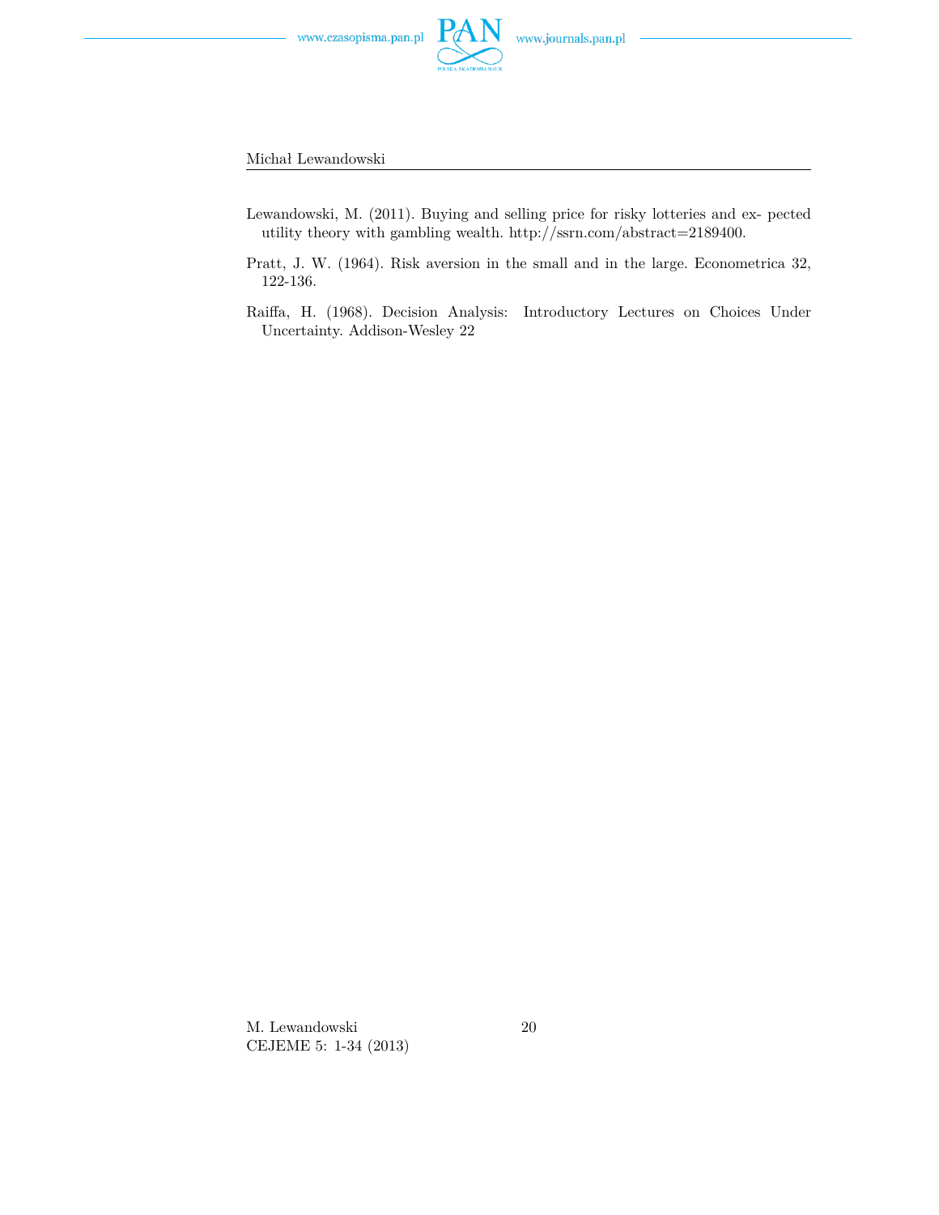Lewandowski, M. (2011). Buying and selling price for risky lotteries and ex- pected utility theory with gambling wealth. http://ssrn.com/abstract=2189400.

Pratt, J. W. (1964). Risk aversion in the small and in the large. Econometrica 32, 122-136.

Raiffa, H. (1968). Decision Analysis: Introductory Lectures on Choices Under Uncertainty. Addison-Wesley 22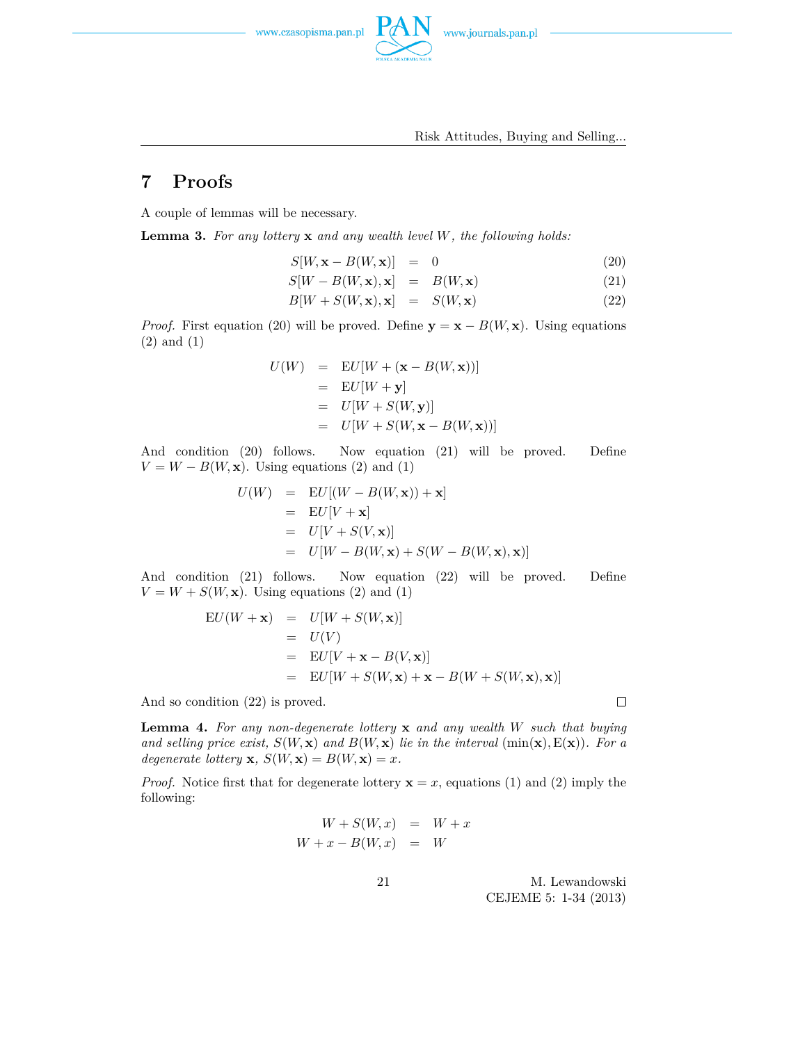# 7 Proofs

A couple of lemmas will be necessary.

**Lemma 3.** *For any lottery* $\mathbf{x}$ *and any wealth level* $W$*, the following holds:*

$$
\begin{aligned}
S[W, \mathbf{x} - B(W, \mathbf{x})] &= 0 &(20)\\
S[W - B(W, \mathbf{x}), \mathbf{x}] &= B(W, \mathbf{x}) &(21)\\
B[W + S(W, \mathbf{x}), \mathbf{x}] &= S(W, \mathbf{x}) &(22)
\end{aligned}
$$

*Proof.* First equation (20) will be proved. Define $\mathbf{y} = \mathbf{x} - B(W, \mathbf{x})$. Using equations (2) and (1)

$$
\begin{aligned}
U(W) &= \mathrm{E}U[W + (\mathbf{x} - B(W, \mathbf{x}))]\\
&= \mathrm{E}U[W + \mathbf{y}]\\
&= U[W + S(W, \mathbf{y})]\\
&= U[W + S(W, \mathbf{x} - B(W, \mathbf{x}))]
\end{aligned}
$$

And condition (20) follows. Now equation (21) will be proved. Define $V = W - B(W, \mathbf{x})$. Using equations (2) and (1)

$$
\begin{aligned}
U(W) &= \mathrm{E}U[(W - B(W, \mathbf{x})) + \mathbf{x}]\\
&= \mathrm{E}U[V + \mathbf{x}]\\
&= U[V + S(V, \mathbf{x})]\\
&= U[W - B(W, \mathbf{x}) + S(W - B(W, \mathbf{x}), \mathbf{x})]
\end{aligned}
$$

And condition (21) follows. Now equation (22) will be proved. Define $V = W + S(W, \mathbf{x})$. Using equations (2) and (1)

$$
\begin{aligned}
\mathrm{E}U(W + \mathbf{x}) &= U[W + S(W, \mathbf{x})]\\
&= U(V)\\
&= \mathrm{E}U[V + \mathbf{x} - B(V, \mathbf{x})]\\
&= \mathrm{E}U[W + S(W, \mathbf{x}) + \mathbf{x} - B(W + S(W, \mathbf{x}), \mathbf{x})]
\end{aligned}
$$

And so condition (22) is proved. □

**Lemma 4.** *For any non-degenerate lottery* $\mathbf{x}$ *and any wealth* $W$ *such that buying and selling price exist,* $S(W, \mathbf{x})$ *and* $B(W, \mathbf{x})$ *lie in the interval* $(\min(\mathbf{x}), \mathrm{E}(\mathbf{x}))$*. For a degenerate lottery* $\mathbf{x}$*,* $S(W, \mathbf{x}) = B(W, \mathbf{x}) = x$*.*

*Proof.* Notice first that for degenerate lottery $\mathbf{x} = x$, equations (1) and (2) imply the following:

$$
\begin{aligned}
W + S(W, x) &= W + x\\
W + x - B(W, x) &= W
\end{aligned}
$$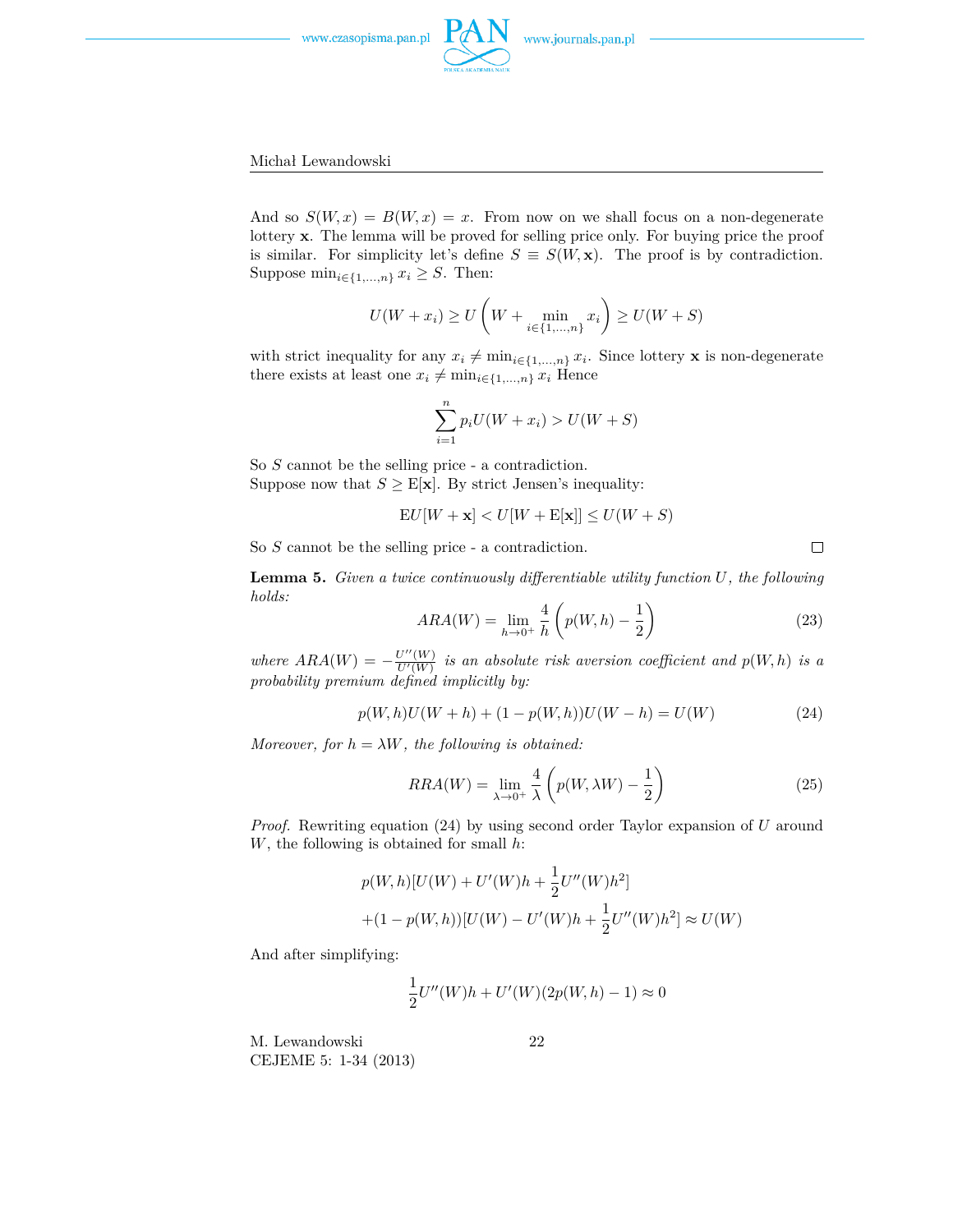And so $S(W,x) = B(W,x) = x$. From now on we shall focus on a non-degenerate lottery $\mathbf{x}$. The lemma will be proved for selling price only. For buying price the proof is similar. For simplicity let's define $S \equiv S(W, \mathbf{x})$. The proof is by contradiction. Suppose $\min_{i\in\{1,\dots,n\}} x_i \geq S$. Then:

$$U(W + x_i) \geq U\left(W + \min_{i\in\{1,\dots,n\}} x_i\right) \geq U(W + S)$$

with strict inequality for any $x_i \neq \min_{i\in\{1,\dots,n\}} x_i$. Since lottery $\mathbf{x}$ is non-degenerate there exists at least one $x_i \neq \min_{i\in\{1,\dots,n\}} x_i$ Hence

$$\sum_{i=1}^{n} p_i U(W + x_i) > U(W + S)$$

So $S$ cannot be the selling price - a contradiction.
Suppose now that $S \geq \mathrm{E}[\mathbf{x}]$. By strict Jensen's inequality:

$$\mathrm{E}U[W + \mathbf{x}] < U[W + \mathrm{E}[\mathbf{x}]] \leq U(W + S)$$

So $S$ cannot be the selling price - a contradiction. □

**Lemma 5.** *Given a twice continuously differentiable utility function $U$, the following holds:*

$$ARA(W) = \lim_{h\to 0^+} \frac{4}{h}\left(p(W,h) - \frac{1}{2}\right) \tag{23}$$

*where $ARA(W) = -\frac{U''(W)}{U'(W)}$ is an absolute risk aversion coefficient and $p(W,h)$ is a probability premium defined implicitly by:*

$$p(W,h)U(W+h) + (1 - p(W,h))U(W-h) = U(W) \tag{24}$$

*Moreover, for $h = \lambda W$, the following is obtained:*

$$RRA(W) = \lim_{\lambda\to 0^+} \frac{4}{\lambda}\left(p(W,\lambda W) - \frac{1}{2}\right) \tag{25}$$

*Proof.* Rewriting equation (24) by using second order Taylor expansion of $U$ around $W$, the following is obtained for small $h$:

$$p(W,h)[U(W) + U'(W)h + \frac{1}{2}U''(W)h^2]$$
$$+(1 - p(W,h))[U(W) - U'(W)h + \frac{1}{2}U''(W)h^2] \approx U(W)$$

And after simplifying:

$$\frac{1}{2}U''(W)h + U'(W)(2p(W,h) - 1) \approx 0$$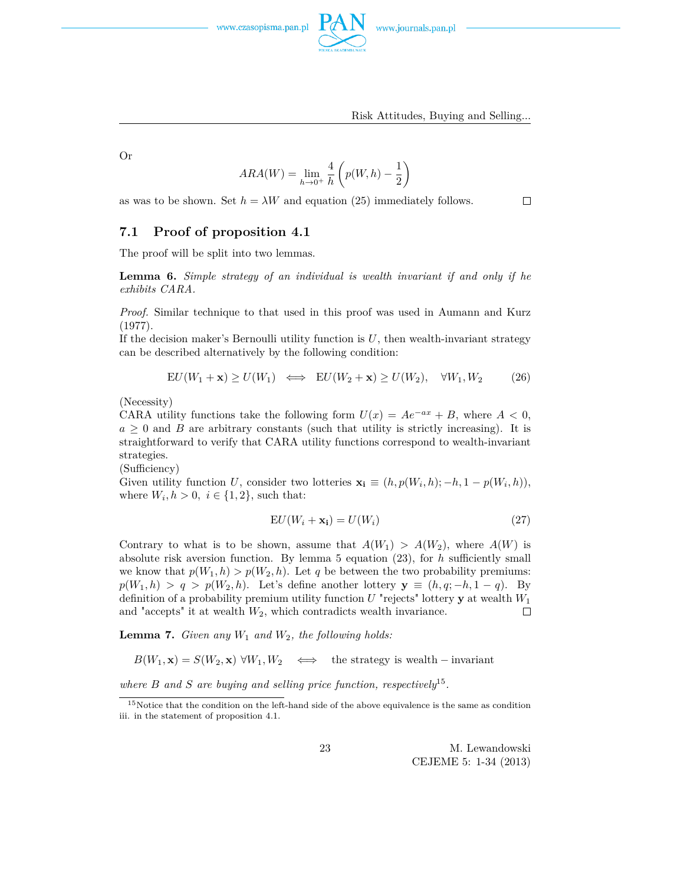Or

$$ARA(W) = \lim_{h \to 0^+} \frac{4}{h} \left( p(W, h) - \frac{1}{2} \right)$$

as was to be shown. Set $h = \lambda W$ and equation (25) immediately follows. □

## 7.1 Proof of proposition 4.1

The proof will be split into two lemmas.

**Lemma 6.** *Simple strategy of an individual is wealth invariant if and only if he exhibits CARA.*

*Proof.* Similar technique to that used in this proof was used in Aumann and Kurz (1977).

If the decision maker's Bernoulli utility function is $U$, then wealth-invariant strategy can be described alternatively by the following condition:

$$\mathrm{E}U(W_1 + \mathbf{x}) \geq U(W_1) \iff \mathrm{E}U(W_2 + \mathbf{x}) \geq U(W_2), \quad \forall W_1, W_2 \tag{26}$$

(Necessity)

CARA utility functions take the following form $U(x) = Ae^{-ax} + B$, where $A < 0$, $a \geq 0$ and $B$ are arbitrary constants (such that utility is strictly increasing). It is straightforward to verify that CARA utility functions correspond to wealth-invariant strategies.

(Sufficiency)

Given utility function $U$, consider two lotteries $\mathbf{x_i} \equiv (h, p(W_i, h); -h, 1 - p(W_i, h))$, where $W_i, h > 0, \ i \in \{1, 2\}$, such that:

$$\mathrm{E}U(W_i + \mathbf{x_i}) = U(W_i) \tag{27}$$

Contrary to what is to be shown, assume that $A(W_1) > A(W_2)$, where $A(W)$ is absolute risk aversion function. By lemma 5 equation (23), for $h$ sufficiently small we know that $p(W_1, h) > p(W_2, h)$. Let $q$ be between the two probability premiums: $p(W_1, h) > q > p(W_2, h)$. Let's define another lottery $\mathbf{y} \equiv (h, q; -h, 1 - q)$. By definition of a probability premium utility function $U$ "rejects" lottery $\mathbf{y}$ at wealth $W_1$ and "accepts" it at wealth $W_2$, which contradicts wealth invariance. □

**Lemma 7.** *Given any $W_1$ and $W_2$, the following holds:*

$$B(W_1, \mathbf{x}) = S(W_2, \mathbf{x}) \ \forall W_1, W_2 \iff \text{the strategy is wealth} - \text{invariant}$$

*where $B$ and $S$ are buying and selling price function, respectively*[15].

[15] Notice that the condition on the left-hand side of the above equivalence is the same as condition iii. in the statement of proposition 4.1.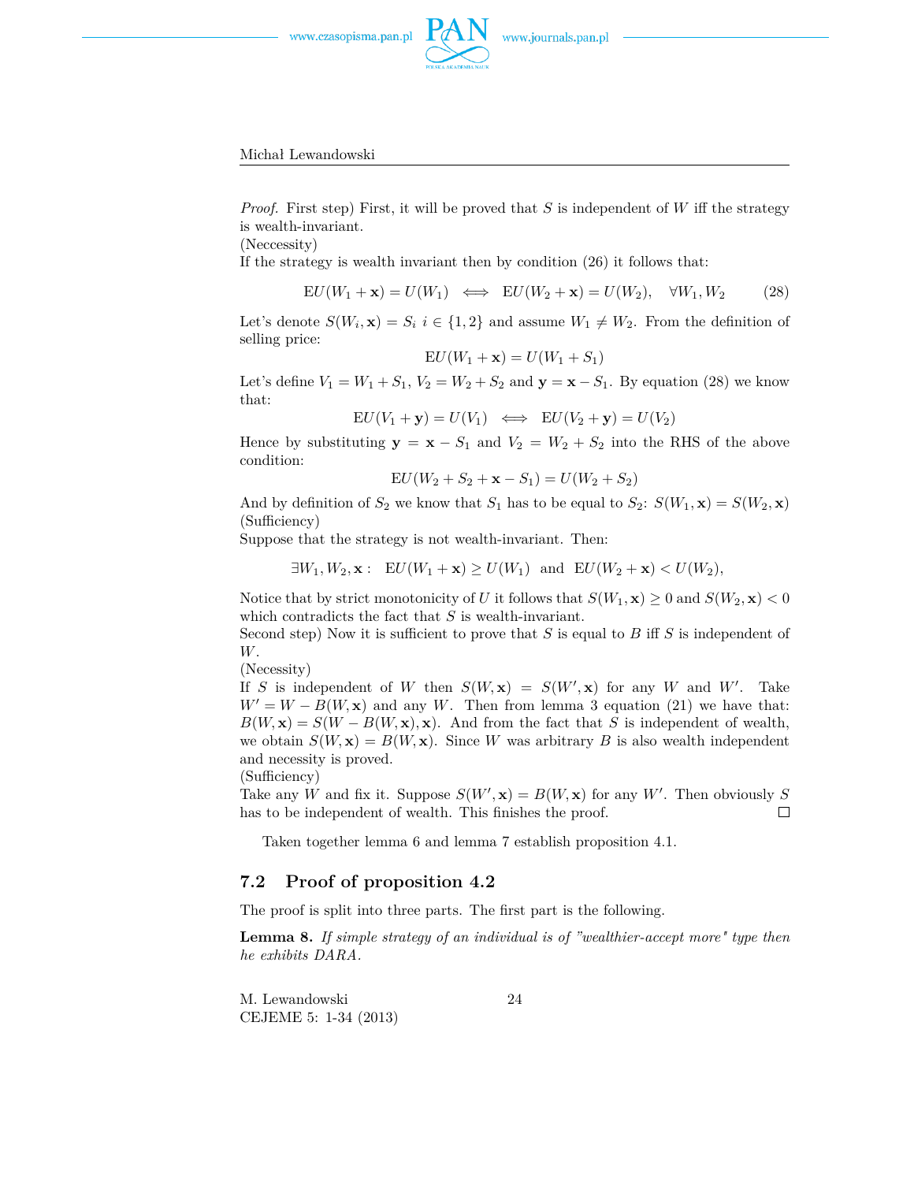*Proof.* First step) First, it will be proved that $S$ is independent of $W$ iff the strategy is wealth-invariant.
(Neccessity)
If the strategy is wealth invariant then by condition (26) it follows that:

$$\mathrm{E}U(W_1 + \mathbf{x}) = U(W_1) \iff \mathrm{E}U(W_2 + \mathbf{x}) = U(W_2), \quad \forall W_1, W_2 \tag{28}$$

Let's denote $S(W_i, \mathbf{x}) = S_i$ $i \in \{1, 2\}$ and assume $W_1 \neq W_2$. From the definition of selling price:

$$\mathrm{E}U(W_1 + \mathbf{x}) = U(W_1 + S_1)$$

Let's define $V_1 = W_1 + S_1$, $V_2 = W_2 + S_2$ and $\mathbf{y} = \mathbf{x} - S_1$. By equation (28) we know that:

$$\mathrm{E}U(V_1 + \mathbf{y}) = U(V_1) \iff \mathrm{E}U(V_2 + \mathbf{y}) = U(V_2)$$

Hence by substituting $\mathbf{y} = \mathbf{x} - S_1$ and $V_2 = W_2 + S_2$ into the RHS of the above condition:

$$\mathrm{E}U(W_2 + S_2 + \mathbf{x} - S_1) = U(W_2 + S_2)$$

And by definition of $S_2$ we know that $S_1$ has to be equal to $S_2$: $S(W_1, \mathbf{x}) = S(W_2, \mathbf{x})$
(Sufficiency)
Suppose that the strategy is not wealth-invariant. Then:

$$\exists W_1, W_2, \mathbf{x} : \quad \mathrm{E}U(W_1 + \mathbf{x}) \geq U(W_1) \ \text{ and } \ \mathrm{E}U(W_2 + \mathbf{x}) < U(W_2),$$

Notice that by strict monotonicity of $U$ it follows that $S(W_1, \mathbf{x}) \geq 0$ and $S(W_2, \mathbf{x}) < 0$ which contradicts the fact that $S$ is wealth-invariant.
Second step) Now it is sufficient to prove that $S$ is equal to $B$ iff $S$ is independent of $W$.
(Necessity)
If $S$ is independent of $W$ then $S(W, \mathbf{x}) = S(W', \mathbf{x})$ for any $W$ and $W'$. Take $W' = W - B(W, \mathbf{x})$ and any $W$. Then from lemma 3 equation (21) we have that: $B(W, \mathbf{x}) = S(W - B(W, \mathbf{x}), \mathbf{x})$. And from the fact that $S$ is independent of wealth, we obtain $S(W, \mathbf{x}) = B(W, \mathbf{x})$. Since $W$ was arbitrary $B$ is also wealth independent and necessity is proved.
(Sufficiency)
Take any $W$ and fix it. Suppose $S(W', \mathbf{x}) = B(W, \mathbf{x})$ for any $W'$. Then obviously $S$ has to be independent of wealth. This finishes the proof. □

Taken together lemma 6 and lemma 7 establish proposition 4.1.

## 7.2 Proof of proposition 4.2

The proof is split into three parts. The first part is the following.

**Lemma 8.** *If simple strategy of an individual is of "wealthier-accept more" type then he exhibits DARA.*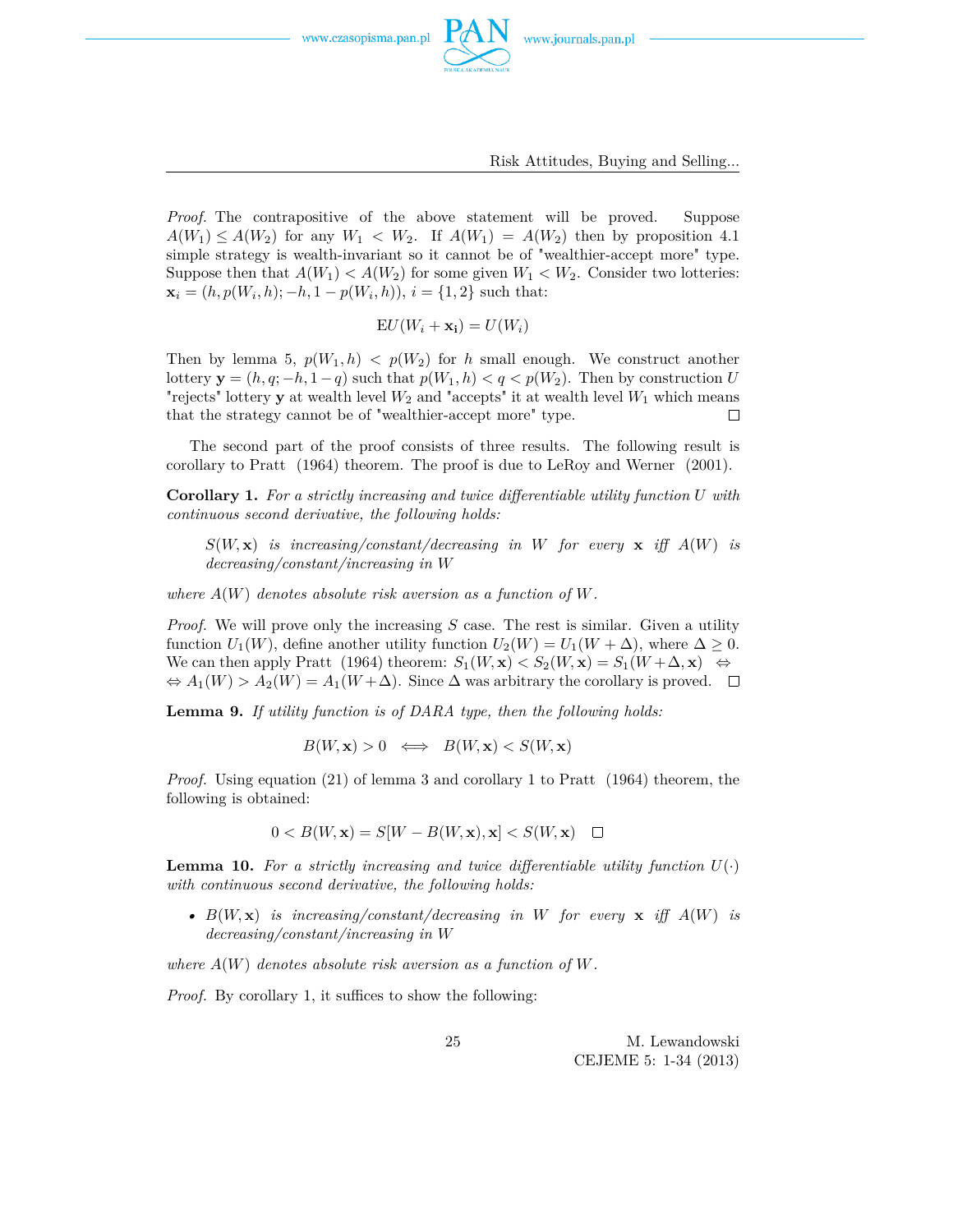*Proof.* The contrapositive of the above statement will be proved. Suppose $A(W_1) \leq A(W_2)$ for any $W_1 < W_2$. If $A(W_1) = A(W_2)$ then by proposition 4.1 simple strategy is wealth-invariant so it cannot be of "wealthier-accept more" type. Suppose then that $A(W_1) < A(W_2)$ for some given $W_1 < W_2$. Consider two lotteries: $\mathbf{x}_i = (h, p(W_i, h); -h, 1 - p(W_i, h))$, $i = \{1, 2\}$ such that:

$$\mathrm{E}U(W_i + \mathbf{x_i}) = U(W_i)$$

Then by lemma 5, $p(W_1, h) < p(W_2)$ for $h$ small enough. We construct another lottery $\mathbf{y} = (h, q; -h, 1 - q)$ such that $p(W_1, h) < q < p(W_2)$. Then by construction $U$ "rejects" lottery $\mathbf{y}$ at wealth level $W_2$ and "accepts" it at wealth level $W_1$ which means that the strategy cannot be of "wealthier-accept more" type. $\square$

The second part of the proof consists of three results. The following result is corollary to Pratt (1964) theorem. The proof is due to LeRoy and Werner (2001).

**Corollary 1.** *For a strictly increasing and twice differentiable utility function $U$ with continuous second derivative, the following holds:*

> *$S(W, \mathbf{x})$ is increasing/constant/decreasing in $W$ for every $\mathbf{x}$ iff $A(W)$ is decreasing/constant/increasing in $W$*

*where $A(W)$ denotes absolute risk aversion as a function of $W$.*

*Proof.* We will prove only the increasing $S$ case. The rest is similar. Given a utility function $U_1(W)$, define another utility function $U_2(W) = U_1(W + \Delta)$, where $\Delta \geq 0$. We can then apply Pratt (1964) theorem: $S_1(W, \mathbf{x}) < S_2(W, \mathbf{x}) = S_1(W + \Delta, \mathbf{x}) \Leftrightarrow$ $\Leftrightarrow A_1(W) > A_2(W) = A_1(W + \Delta)$. Since $\Delta$ was arbitrary the corollary is proved. $\square$

**Lemma 9.** *If utility function is of DARA type, then the following holds:*

$$B(W, \mathbf{x}) > 0 \iff B(W, \mathbf{x}) < S(W, \mathbf{x})$$

*Proof.* Using equation (21) of lemma 3 and corollary 1 to Pratt (1964) theorem, the following is obtained:

$$0 < B(W, \mathbf{x}) = S[W - B(W, \mathbf{x}), \mathbf{x}] < S(W, \mathbf{x}) \quad \square$$

**Lemma 10.** *For a strictly increasing and twice differentiable utility function $U(\cdot)$ with continuous second derivative, the following holds:*

- *$B(W, \mathbf{x})$ is increasing/constant/decreasing in $W$ for every $\mathbf{x}$ iff $A(W)$ is decreasing/constant/increasing in $W$*

*where $A(W)$ denotes absolute risk aversion as a function of $W$.*

*Proof.* By corollary 1, it suffices to show the following: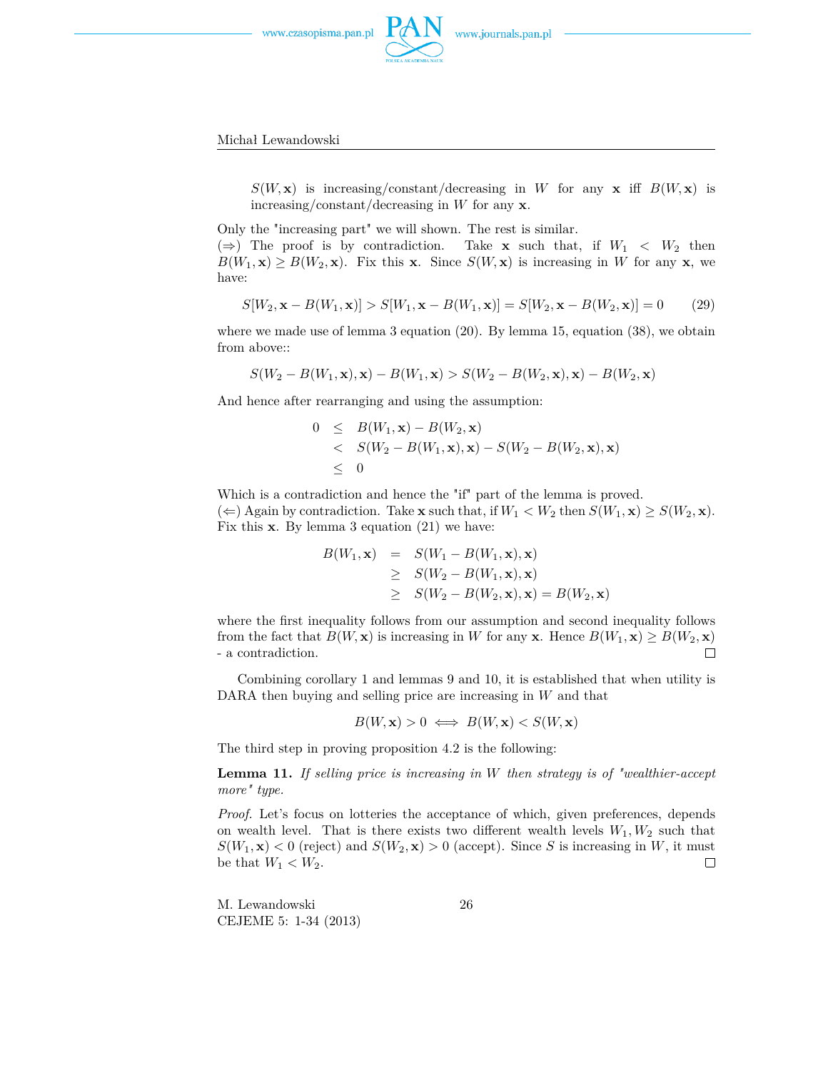$S(W,\mathbf{x})$ is increasing/constant/decreasing in $W$ for any $\mathbf{x}$ iff $B(W,\mathbf{x})$ is increasing/constant/decreasing in $W$ for any $\mathbf{x}$.

Only the "increasing part" we will shown. The rest is similar.
($\Rightarrow$) The proof is by contradiction. Take $\mathbf{x}$ such that, if $W_1 < W_2$ then $B(W_1,\mathbf{x}) \geq B(W_2,\mathbf{x})$. Fix this $\mathbf{x}$. Since $S(W,\mathbf{x})$ is increasing in $W$ for any $\mathbf{x}$, we have:

$$S[W_2, \mathbf{x} - B(W_1,\mathbf{x})] > S[W_1, \mathbf{x} - B(W_1,\mathbf{x})] = S[W_2, \mathbf{x} - B(W_2,\mathbf{x})] = 0 \tag{29}$$

where we made use of lemma 3 equation (20). By lemma 15, equation (38), we obtain from above::

$$S(W_2 - B(W_1,\mathbf{x}),\mathbf{x}) - B(W_1,\mathbf{x}) > S(W_2 - B(W_2,\mathbf{x}),\mathbf{x}) - B(W_2,\mathbf{x})$$

And hence after rearranging and using the assumption:

$$\begin{aligned}
0 &\leq B(W_1,\mathbf{x}) - B(W_2,\mathbf{x}) \\
&< S(W_2 - B(W_1,\mathbf{x}),\mathbf{x}) - S(W_2 - B(W_2,\mathbf{x}),\mathbf{x}) \\
&\leq 0
\end{aligned}$$

Which is a contradiction and hence the "if" part of the lemma is proved.
($\Leftarrow$) Again by contradiction. Take $\mathbf{x}$ such that, if $W_1 < W_2$ then $S(W_1,\mathbf{x}) \geq S(W_2,\mathbf{x})$. Fix this $\mathbf{x}$. By lemma 3 equation (21) we have:

$$\begin{aligned}
B(W_1,\mathbf{x}) &= S(W_1 - B(W_1,\mathbf{x}),\mathbf{x}) \\
&\geq S(W_2 - B(W_1,\mathbf{x}),\mathbf{x}) \\
&\geq S(W_2 - B(W_2,\mathbf{x}),\mathbf{x}) = B(W_2,\mathbf{x})
\end{aligned}$$

where the first inequality follows from our assumption and second inequality follows from the fact that $B(W,\mathbf{x})$ is increasing in $W$ for any $\mathbf{x}$. Hence $B(W_1,\mathbf{x}) \geq B(W_2,\mathbf{x})$ - a contradiction. □

Combining corollary 1 and lemmas 9 and 10, it is established that when utility is DARA then buying and selling price are increasing in $W$ and that

$$B(W,\mathbf{x}) > 0 \iff B(W,\mathbf{x}) < S(W,\mathbf{x})$$

The third step in proving proposition 4.2 is the following:

**Lemma 11.** *If selling price is increasing in $W$ then strategy is of "wealthier-accept more" type.*

*Proof.* Let's focus on lotteries the acceptance of which, given preferences, depends on wealth level. That is there exists two different wealth levels $W_1, W_2$ such that $S(W_1,\mathbf{x}) < 0$ (reject) and $S(W_2,\mathbf{x}) > 0$ (accept). Since $S$ is increasing in $W$, it must be that $W_1 < W_2$. □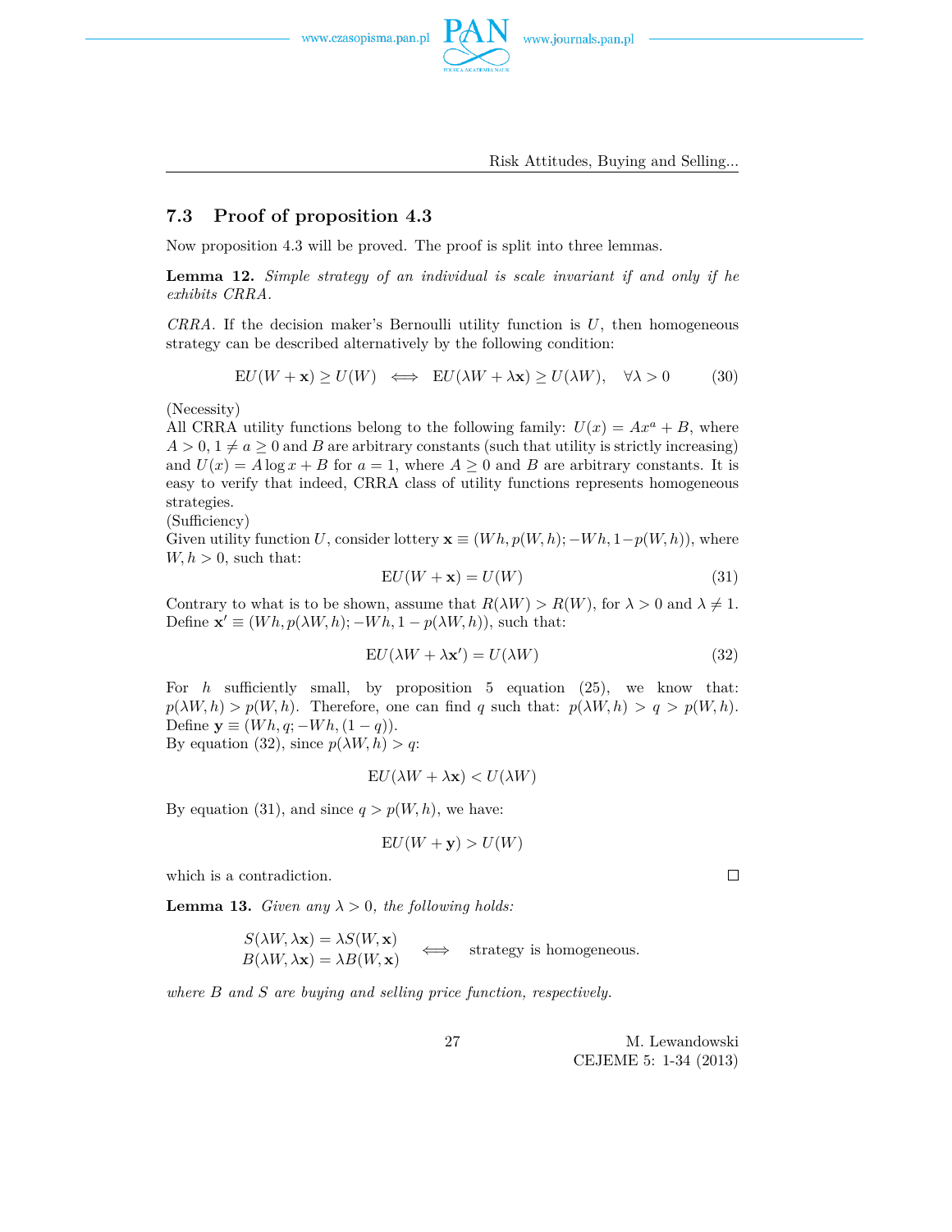## 7.3 Proof of proposition 4.3

Now proposition 4.3 will be proved. The proof is split into three lemmas.

**Lemma 12.** *Simple strategy of an individual is scale invariant if and only if he exhibits CRRA.*

*CRRA.* If the decision maker's Bernoulli utility function is $U$, then homogeneous strategy can be described alternatively by the following condition:

$$\mathrm{E}U(W+\mathbf{x}) \geq U(W) \iff \mathrm{E}U(\lambda W+\lambda\mathbf{x}) \geq U(\lambda W), \quad \forall \lambda > 0 \tag{30}$$

(Necessity)
All CRRA utility functions belong to the following family: $U(x) = Ax^a + B$, where $A > 0$, $1 \neq a \geq 0$ and $B$ are arbitrary constants (such that utility is strictly increasing) and $U(x) = A\log x + B$ for $a = 1$, where $A \geq 0$ and $B$ are arbitrary constants. It is easy to verify that indeed, CRRA class of utility functions represents homogeneous strategies.
(Sufficiency)
Given utility function $U$, consider lottery $\mathbf{x} \equiv (Wh, p(W,h); -Wh, 1-p(W,h))$, where $W, h > 0$, such that:

$$\mathrm{E}U(W+\mathbf{x}) = U(W) \tag{31}$$

Contrary to what is to be shown, assume that $R(\lambda W) > R(W)$, for $\lambda > 0$ and $\lambda \neq 1$. Define $\mathbf{x}' \equiv (Wh, p(\lambda W,h); -Wh, 1-p(\lambda W,h))$, such that:

$$\mathrm{E}U(\lambda W+\lambda\mathbf{x}') = U(\lambda W) \tag{32}$$

For $h$ sufficiently small, by proposition 5 equation (25), we know that: $p(\lambda W,h) > p(W,h)$. Therefore, one can find $q$ such that: $p(\lambda W,h) > q > p(W,h)$. Define $\mathbf{y} \equiv (Wh, q; -Wh, (1-q))$.
By equation (32), since $p(\lambda W,h) > q$:

$$\mathrm{E}U(\lambda W+\lambda\mathbf{x}) < U(\lambda W)$$

By equation (31), and since $q > p(W,h)$, we have:

$$\mathrm{E}U(W+\mathbf{y}) > U(W)$$

which is a contradiction. □

**Lemma 13.** *Given any $\lambda > 0$, the following holds:*

$$\begin{matrix} S(\lambda W,\lambda\mathbf{x}) = \lambda S(W,\mathbf{x}) \\ B(\lambda W,\lambda\mathbf{x}) = \lambda B(W,\mathbf{x}) \end{matrix} \iff \text{strategy is homogeneous.}$$

*where $B$ and $S$ are buying and selling price function, respectively.*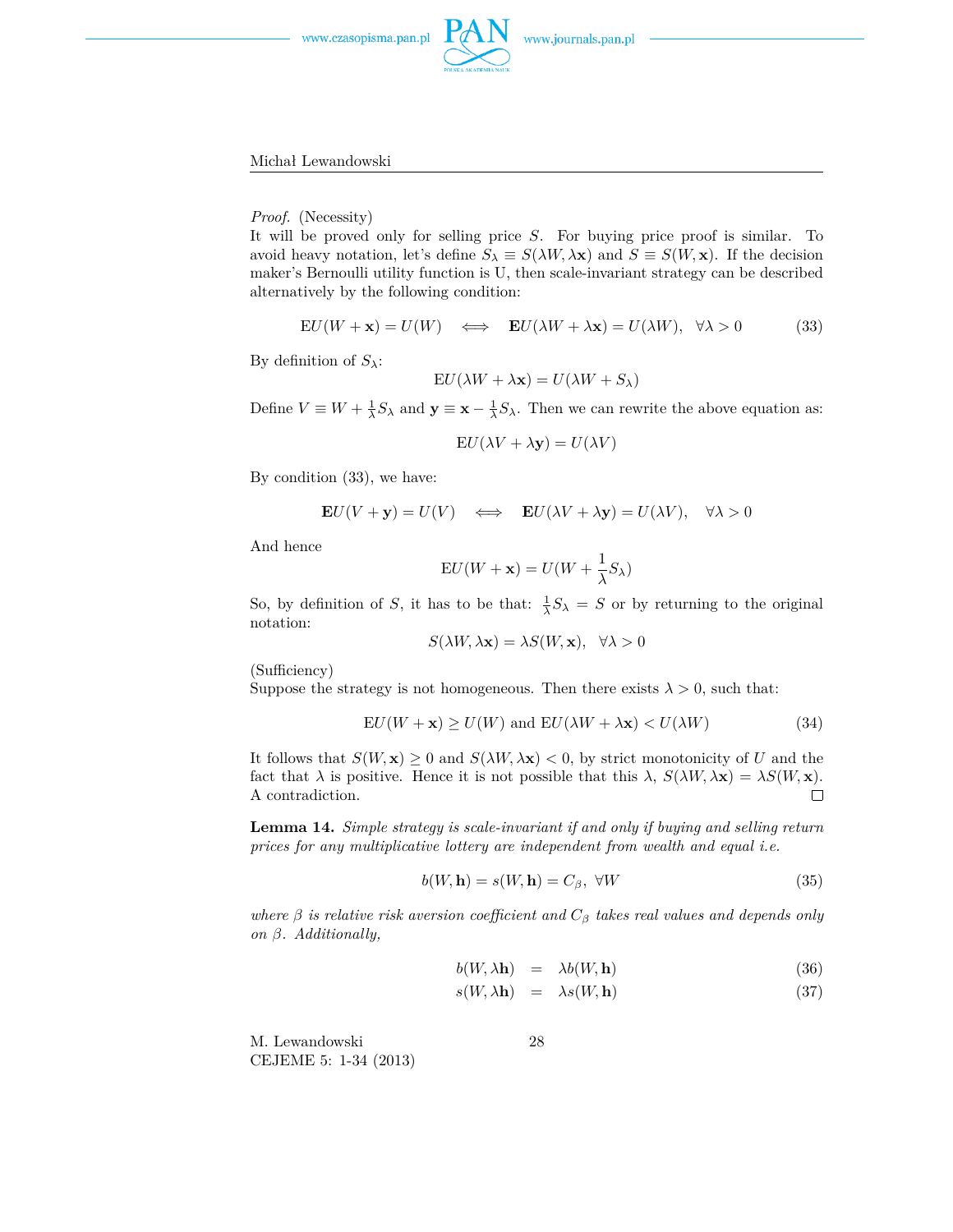*Proof.* (Necessity)
It will be proved only for selling price $S$. For buying price proof is similar. To avoid heavy notation, let's define $S_\lambda \equiv S(\lambda W, \lambda \mathbf{x})$ and $S \equiv S(W, \mathbf{x})$. If the decision maker's Bernoulli utility function is U, then scale-invariant strategy can be described alternatively by the following condition:

$$\mathrm{E}U(W+\mathbf{x}) = U(W) \quad \iff \quad \mathbf{E}U(\lambda W + \lambda \mathbf{x}) = U(\lambda W), \quad \forall \lambda > 0 \tag{33}$$

By definition of $S_\lambda$:

$$\mathrm{E}U(\lambda W + \lambda \mathbf{x}) = U(\lambda W + S_\lambda)$$

Define $V \equiv W + \frac{1}{\lambda} S_\lambda$ and $\mathbf{y} \equiv \mathbf{x} - \frac{1}{\lambda} S_\lambda$. Then we can rewrite the above equation as:

$$\mathrm{E}U(\lambda V + \lambda \mathbf{y}) = U(\lambda V)$$

By condition (33), we have:

$$\mathbf{E}U(V+\mathbf{y}) = U(V) \quad \iff \quad \mathbf{E}U(\lambda V + \lambda \mathbf{y}) = U(\lambda V), \quad \forall \lambda > 0$$

And hence

$$\mathrm{E}U(W+\mathbf{x}) = U(W + \frac{1}{\lambda} S_\lambda)$$

So, by definition of $S$, it has to be that: $\frac{1}{\lambda} S_\lambda = S$ or by returning to the original notation:

$$S(\lambda W, \lambda \mathbf{x}) = \lambda S(W, \mathbf{x}), \quad \forall \lambda > 0$$

(Sufficiency)
Suppose the strategy is not homogeneous. Then there exists $\lambda > 0$, such that:

$$\mathrm{E}U(W+\mathbf{x}) \geq U(W) \text{ and } \mathrm{E}U(\lambda W + \lambda \mathbf{x}) < U(\lambda W) \tag{34}$$

It follows that $S(W, \mathbf{x}) \geq 0$ and $S(\lambda W, \lambda \mathbf{x}) < 0$, by strict monotonicity of $U$ and the fact that $\lambda$ is positive. Hence it is not possible that this $\lambda$, $S(\lambda W, \lambda \mathbf{x}) = \lambda S(W, \mathbf{x})$. A contradiction. □

**Lemma 14.** *Simple strategy is scale-invariant if and only if buying and selling return prices for any multiplicative lottery are independent from wealth and equal i.e.*

$$b(W, \mathbf{h}) = s(W, \mathbf{h}) = C_\beta, \ \forall W \tag{35}$$

*where $\beta$ is relative risk aversion coefficient and $C_\beta$ takes real values and depends only on $\beta$. Additionally,*

$$b(W, \lambda \mathbf{h}) \quad = \quad \lambda b(W, \mathbf{h}) \tag{36}$$

$$s(W, \lambda \mathbf{h}) \quad = \quad \lambda s(W, \mathbf{h}) \tag{37}$$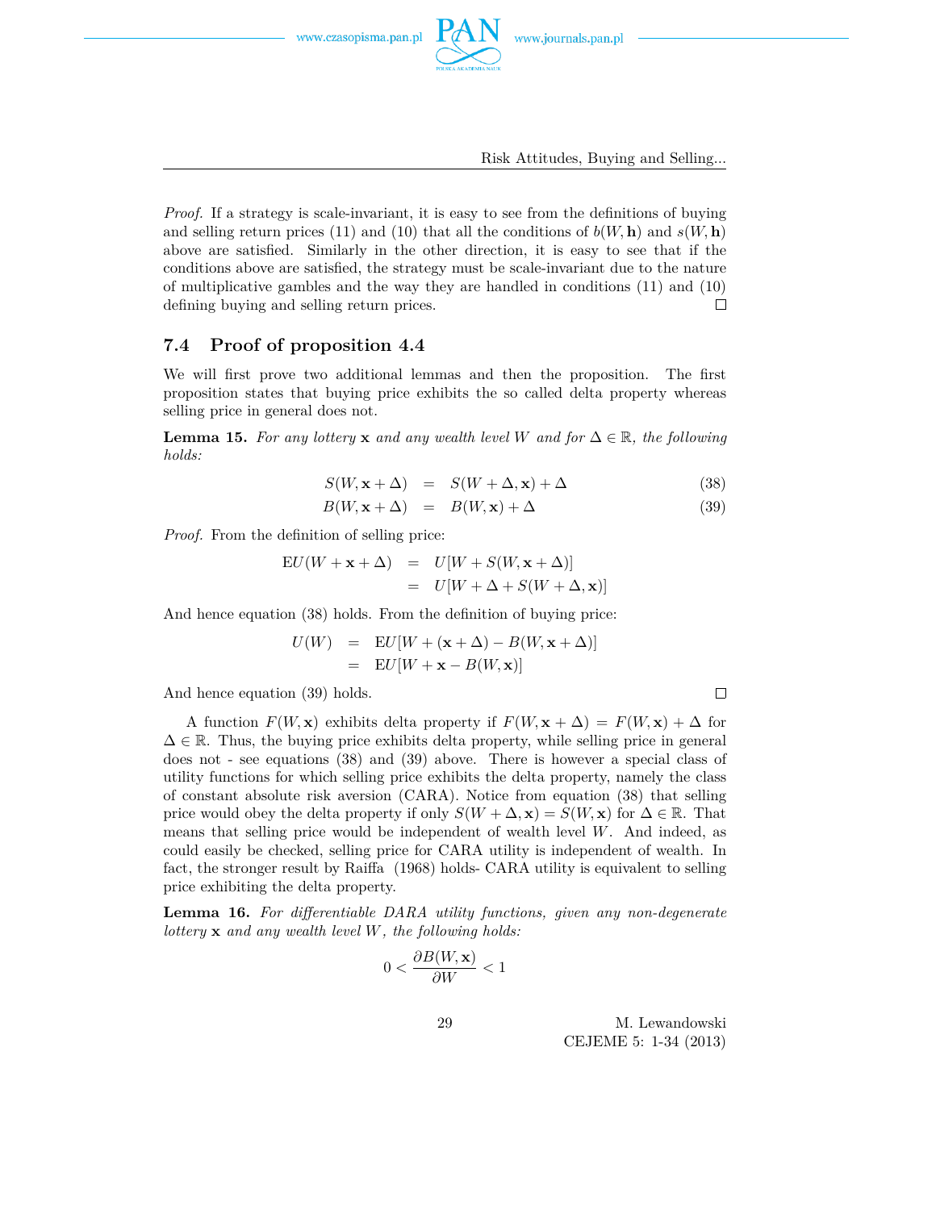*Proof.* If a strategy is scale-invariant, it is easy to see from the definitions of buying and selling return prices (11) and (10) that all the conditions of $b(W, \mathbf{h})$ and $s(W, \mathbf{h})$ above are satisfied. Similarly in the other direction, it is easy to see that if the conditions above are satisfied, the strategy must be scale-invariant due to the nature of multiplicative gambles and the way they are handled in conditions (11) and (10) defining buying and selling return prices. □

## 7.4 Proof of proposition 4.4

We will first prove two additional lemmas and then the proposition. The first proposition states that buying price exhibits the so called delta property whereas selling price in general does not.

**Lemma 15.** *For any lottery* $\mathbf{x}$ *and any wealth level* $W$ *and for* $\Delta \in \mathbb{R}$*, the following holds:*

$$
\begin{aligned}
S(W, \mathbf{x} + \Delta) &= S(W + \Delta, \mathbf{x}) + \Delta && (38) \\
B(W, \mathbf{x} + \Delta) &= B(W, \mathbf{x}) + \Delta && (39)
\end{aligned}
$$

*Proof.* From the definition of selling price:

$$
\begin{aligned}
\mathrm{E}U(W + \mathbf{x} + \Delta) &= U[W + S(W, \mathbf{x} + \Delta)] \\
&= U[W + \Delta + S(W + \Delta, \mathbf{x})]
\end{aligned}
$$

And hence equation (38) holds. From the definition of buying price:

$$
\begin{aligned}
U(W) &= \mathrm{E}U[W + (\mathbf{x} + \Delta) - B(W, \mathbf{x} + \Delta)] \\
&= \mathrm{E}U[W + \mathbf{x} - B(W, \mathbf{x})]
\end{aligned}
$$

And hence equation (39) holds. □

A function $F(W, \mathbf{x})$ exhibits delta property if $F(W, \mathbf{x} + \Delta) = F(W, \mathbf{x}) + \Delta$ for $\Delta \in \mathbb{R}$. Thus, the buying price exhibits delta property, while selling price in general does not - see equations (38) and (39) above. There is however a special class of utility functions for which selling price exhibits the delta property, namely the class of constant absolute risk aversion (CARA). Notice from equation (38) that selling price would obey the delta property if only $S(W + \Delta, \mathbf{x}) = S(W, \mathbf{x})$ for $\Delta \in \mathbb{R}$. That means that selling price would be independent of wealth level $W$. And indeed, as could easily be checked, selling price for CARA utility is independent of wealth. In fact, the stronger result by Raiffa (1968) holds- CARA utility is equivalent to selling price exhibiting the delta property.

**Lemma 16.** *For differentiable DARA utility functions, given any non-degenerate lottery* $\mathbf{x}$ *and any wealth level* $W$*, the following holds:*

$$
0 < \frac{\partial B(W, \mathbf{x})}{\partial W} < 1
$$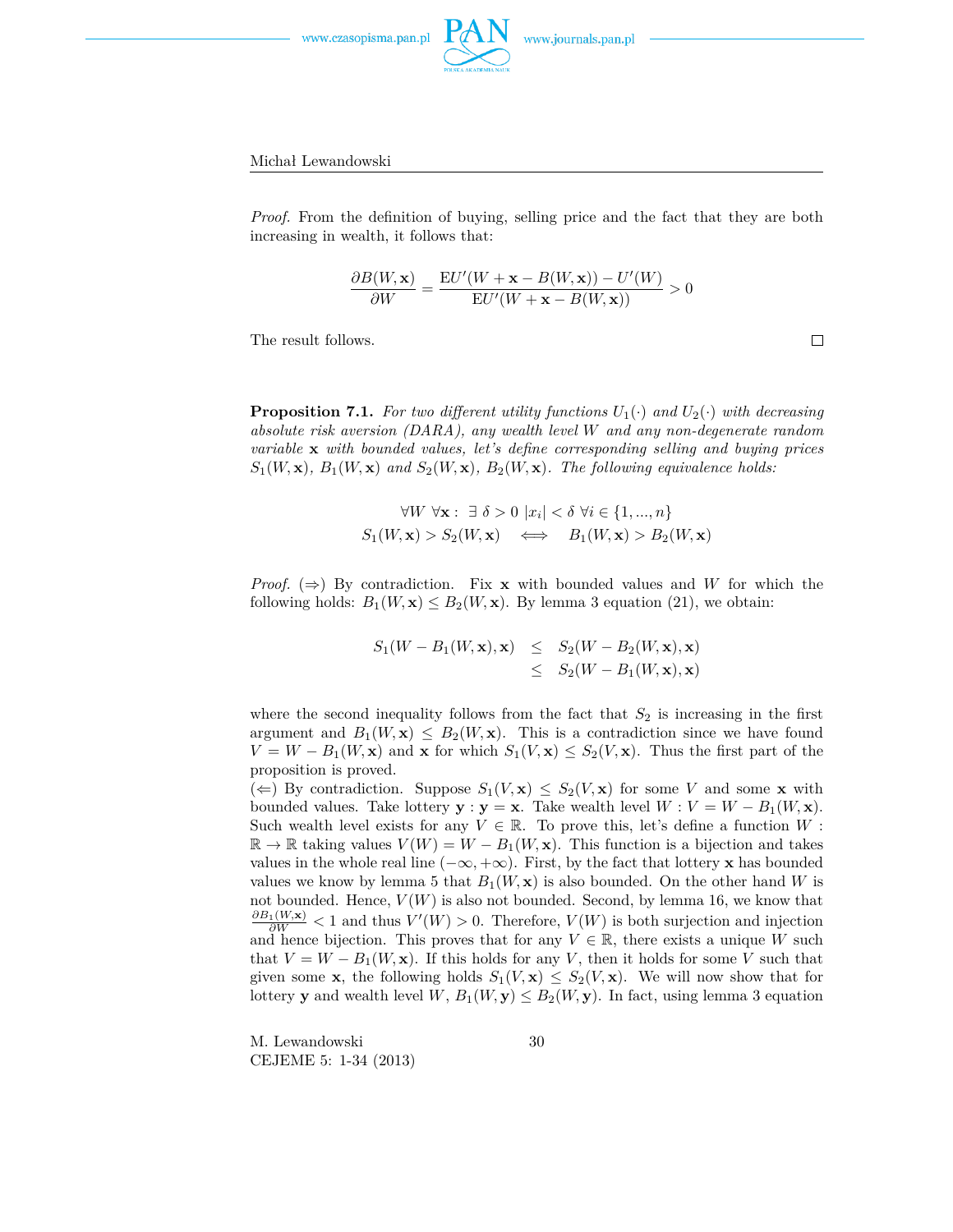*Proof.* From the definition of buying, selling price and the fact that they are both increasing in wealth, it follows that:

$$\frac{\partial B(W,\mathbf{x})}{\partial W} = \frac{\mathrm{E}U'(W+\mathbf{x}-B(W,\mathbf{x})) - U'(W)}{\mathrm{E}U'(W+\mathbf{x}-B(W,\mathbf{x}))} > 0$$

The result follows. $\square$

**Proposition 7.1.** *For two different utility functions $U_1(\cdot)$ and $U_2(\cdot)$ with decreasing absolute risk aversion (DARA), any wealth level $W$ and any non-degenerate random variable $\mathbf{x}$ with bounded values, let's define corresponding selling and buying prices $S_1(W,\mathbf{x})$, $B_1(W,\mathbf{x})$ and $S_2(W,\mathbf{x})$, $B_2(W,\mathbf{x})$. The following equivalence holds:*

$$\begin{gathered}\forall W\ \forall \mathbf{x}:\ \exists\ \delta > 0\ |x_i| < \delta\ \forall i \in \{1,...,n\} \\ S_1(W,\mathbf{x}) > S_2(W,\mathbf{x}) \iff B_1(W,\mathbf{x}) > B_2(W,\mathbf{x})\end{gathered}$$

*Proof.* ($\Rightarrow$) By contradiction. Fix $\mathbf{x}$ with bounded values and $W$ for which the following holds: $B_1(W,\mathbf{x}) \leq B_2(W,\mathbf{x})$. By lemma 3 equation (21), we obtain:

$$\begin{aligned} S_1(W - B_1(W,\mathbf{x}),\mathbf{x}) &\leq S_2(W - B_2(W,\mathbf{x}),\mathbf{x}) \\ &\leq S_2(W - B_1(W,\mathbf{x}),\mathbf{x}) \end{aligned}$$

where the second inequality follows from the fact that $S_2$ is increasing in the first argument and $B_1(W,\mathbf{x}) \leq B_2(W,\mathbf{x})$. This is a contradiction since we have found $V = W - B_1(W,\mathbf{x})$ and $\mathbf{x}$ for which $S_1(V,\mathbf{x}) \leq S_2(V,\mathbf{x})$. Thus the first part of the proposition is proved.

($\Leftarrow$) By contradiction. Suppose $S_1(V,\mathbf{x}) \leq S_2(V,\mathbf{x})$ for some $V$ and some $\mathbf{x}$ with bounded values. Take lottery $\mathbf{y} : \mathbf{y} = \mathbf{x}$. Take wealth level $W : V = W - B_1(W,\mathbf{x})$. Such wealth level exists for any $V \in \mathbb{R}$. To prove this, let's define a function $W : \mathbb{R} \to \mathbb{R}$ taking values $V(W) = W - B_1(W,\mathbf{x})$. This function is a bijection and takes values in the whole real line $(-\infty, +\infty)$. First, by the fact that lottery $\mathbf{x}$ has bounded values we know by lemma 5 that $B_1(W,\mathbf{x})$ is also bounded. On the other hand $W$ is not bounded. Hence, $V(W)$ is also not bounded. Second, by lemma 16, we know that $\frac{\partial B_1(W,\mathbf{x})}{\partial W} < 1$ and thus $V'(W) > 0$. Therefore, $V(W)$ is both surjection and injection and hence bijection. This proves that for any $V \in \mathbb{R}$, there exists a unique $W$ such that $V = W - B_1(W,\mathbf{x})$. If this holds for any $V$, then it holds for some $V$ such that given some $\mathbf{x}$, the following holds $S_1(V,\mathbf{x}) \leq S_2(V,\mathbf{x})$. We will now show that for lottery $\mathbf{y}$ and wealth level $W$, $B_1(W,\mathbf{y}) \leq B_2(W,\mathbf{y})$. In fact, using lemma 3 equation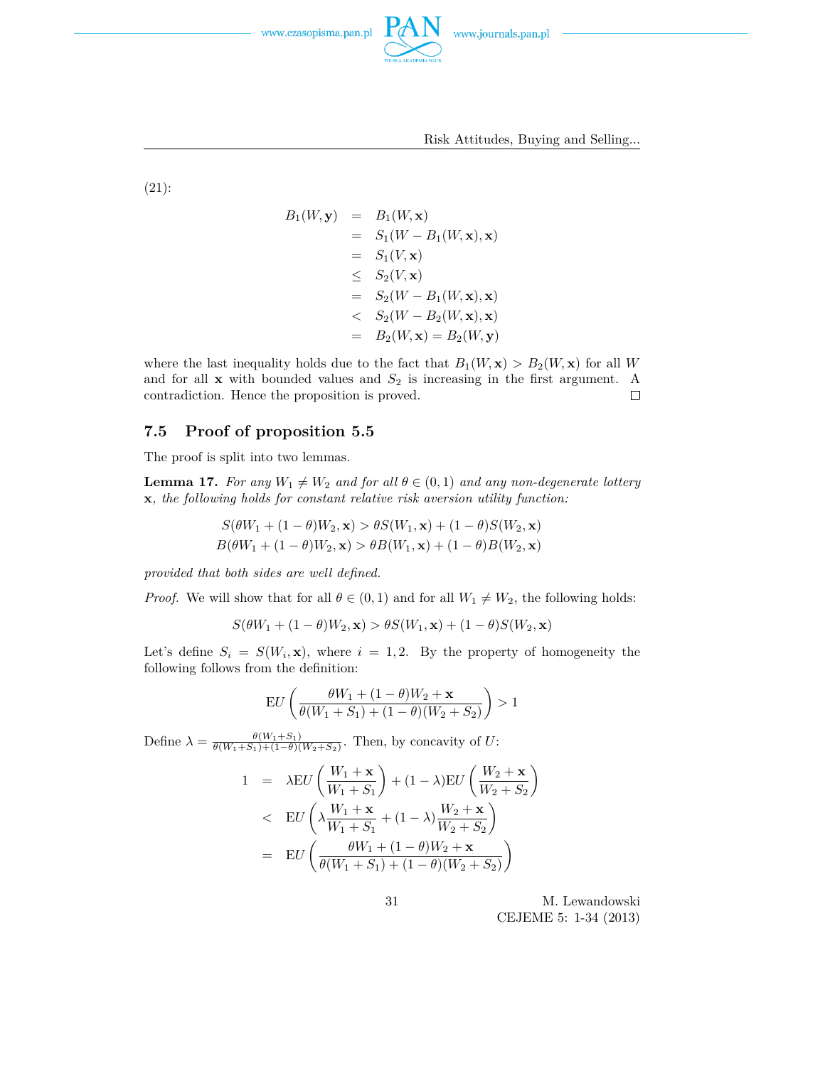(21):

$$
\begin{aligned}
B_1(W,\mathbf{y}) &= B_1(W,\mathbf{x}) \\
&= S_1(W - B_1(W,\mathbf{x}),\mathbf{x}) \\
&= S_1(V,\mathbf{x}) \\
&\leq S_2(V,\mathbf{x}) \\
&= S_2(W - B_1(W,\mathbf{x}),\mathbf{x}) \\
&< S_2(W - B_2(W,\mathbf{x}),\mathbf{x}) \\
&= B_2(W,\mathbf{x}) = B_2(W,\mathbf{y})
\end{aligned}
$$

where the last inequality holds due to the fact that $B_1(W,\mathbf{x}) > B_2(W,\mathbf{x})$ for all $W$ and for all $\mathbf{x}$ with bounded values and $S_2$ is increasing in the first argument. A contradiction. Hence the proposition is proved. □

## 7.5 Proof of proposition 5.5

The proof is split into two lemmas.

**Lemma 17.** *For any $W_1 \neq W_2$ and for all $\theta \in (0,1)$ and any non-degenerate lottery $\mathbf{x}$, the following holds for constant relative risk aversion utility function:*

$$
\begin{aligned}
S(\theta W_1 + (1-\theta)W_2,\mathbf{x}) &> \theta S(W_1,\mathbf{x}) + (1-\theta)S(W_2,\mathbf{x}) \\
B(\theta W_1 + (1-\theta)W_2,\mathbf{x}) &> \theta B(W_1,\mathbf{x}) + (1-\theta)B(W_2,\mathbf{x})
\end{aligned}
$$

*provided that both sides are well defined.*

*Proof.* We will show that for all $\theta \in (0,1)$ and for all $W_1 \neq W_2$, the following holds:

$$
S(\theta W_1 + (1-\theta)W_2,\mathbf{x}) > \theta S(W_1,\mathbf{x}) + (1-\theta)S(W_2,\mathbf{x})
$$

Let's define $S_i = S(W_i,\mathbf{x})$, where $i = 1,2$. By the property of homogeneity the following follows from the definition:

$$
\mathrm{E}U\left(\frac{\theta W_1 + (1-\theta)W_2 + \mathbf{x}}{\theta(W_1+S_1) + (1-\theta)(W_2+S_2)}\right) > 1
$$

Define $\lambda = \frac{\theta(W_1+S_1)}{\theta(W_1+S_1)+(1-\theta)(W_2+S_2)}$. Then, by concavity of $U$:

$$
\begin{aligned}
1 &= \lambda \mathrm{E}U\left(\frac{W_1+\mathbf{x}}{W_1+S_1}\right) + (1-\lambda)\mathrm{E}U\left(\frac{W_2+\mathbf{x}}{W_2+S_2}\right) \\
&< \mathrm{E}U\left(\lambda\frac{W_1+\mathbf{x}}{W_1+S_1} + (1-\lambda)\frac{W_2+\mathbf{x}}{W_2+S_2}\right) \\
&= \mathrm{E}U\left(\frac{\theta W_1 + (1-\theta)W_2 + \mathbf{x}}{\theta(W_1+S_1) + (1-\theta)(W_2+S_2)}\right)
\end{aligned}
$$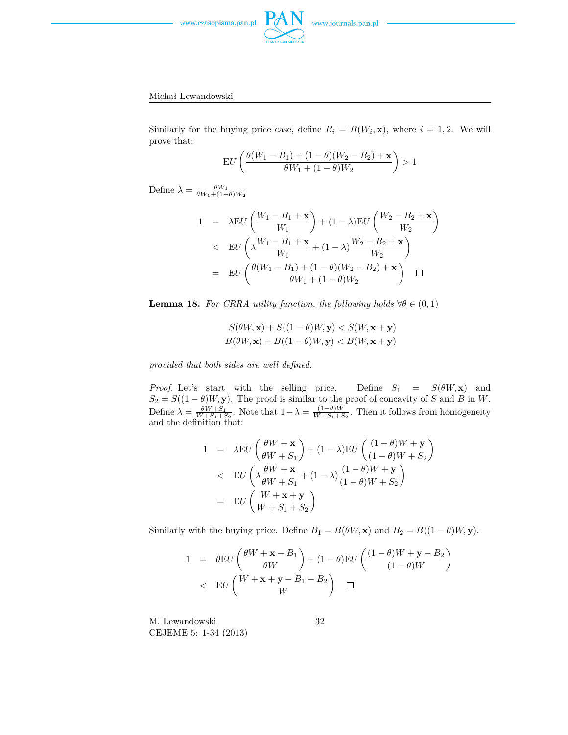Similarly for the buying price case, define $B_i = B(W_i, \mathbf{x})$, where $i = 1, 2$. We will prove that:

$$\mathrm{E}U\left(\frac{\theta(W_1 - B_1) + (1-\theta)(W_2 - B_2) + \mathbf{x}}{\theta W_1 + (1-\theta)W_2}\right) > 1$$

Define $\lambda = \frac{\theta W_1}{\theta W_1 + (1-\theta)W_2}$

$$\begin{aligned}
1 &= \lambda \mathrm{E}U\left(\frac{W_1 - B_1 + \mathbf{x}}{W_1}\right) + (1-\lambda)\mathrm{E}U\left(\frac{W_2 - B_2 + \mathbf{x}}{W_2}\right) \\
&< \mathrm{E}U\left(\lambda\frac{W_1 - B_1 + \mathbf{x}}{W_1} + (1-\lambda)\frac{W_2 - B_2 + \mathbf{x}}{W_2}\right) \\
&= \mathrm{E}U\left(\frac{\theta(W_1 - B_1) + (1-\theta)(W_2 - B_2) + \mathbf{x}}{\theta W_1 + (1-\theta)W_2}\right) \quad \square
\end{aligned}$$

**Lemma 18.** *For CRRA utility function, the following holds $\forall \theta \in (0,1)$*

$$\begin{aligned}
S(\theta W, \mathbf{x}) + S((1-\theta)W, \mathbf{y}) &< S(W, \mathbf{x} + \mathbf{y}) \\
B(\theta W, \mathbf{x}) + B((1-\theta)W, \mathbf{y}) &< B(W, \mathbf{x} + \mathbf{y})
\end{aligned}$$

*provided that both sides are well defined.*

*Proof.* Let's start with the selling price. Define $S_1 = S(\theta W, \mathbf{x})$ and $S_2 = S((1-\theta)W, \mathbf{y})$. The proof is similar to the proof of concavity of $S$ and $B$ in $W$. Define $\lambda = \frac{\theta W + S_1}{W + S_1 + S_2}$. Note that $1 - \lambda = \frac{(1-\theta)W}{W + S_1 + S_2}$. Then it follows from homogeneity and the definition that:

$$\begin{aligned}
1 &= \lambda \mathrm{E}U\left(\frac{\theta W + \mathbf{x}}{\theta W + S_1}\right) + (1-\lambda)\mathrm{E}U\left(\frac{(1-\theta)W + \mathbf{y}}{(1-\theta)W + S_2}\right) \\
&< \mathrm{E}U\left(\lambda\frac{\theta W + \mathbf{x}}{\theta W + S_1} + (1-\lambda)\frac{(1-\theta)W + \mathbf{y}}{(1-\theta)W + S_2}\right) \\
&= \mathrm{E}U\left(\frac{W + \mathbf{x} + \mathbf{y}}{W + S_1 + S_2}\right)
\end{aligned}$$

Similarly with the buying price. Define $B_1 = B(\theta W, \mathbf{x})$ and $B_2 = B((1-\theta)W, \mathbf{y})$.

$$\begin{aligned}
1 &= \theta \mathrm{E}U\left(\frac{\theta W + \mathbf{x} - B_1}{\theta W}\right) + (1-\theta)\mathrm{E}U\left(\frac{(1-\theta)W + \mathbf{y} - B_2}{(1-\theta)W}\right) \\
&< \mathrm{E}U\left(\frac{W + \mathbf{x} + \mathbf{y} - B_1 - B_2}{W}\right) \quad \square
\end{aligned}$$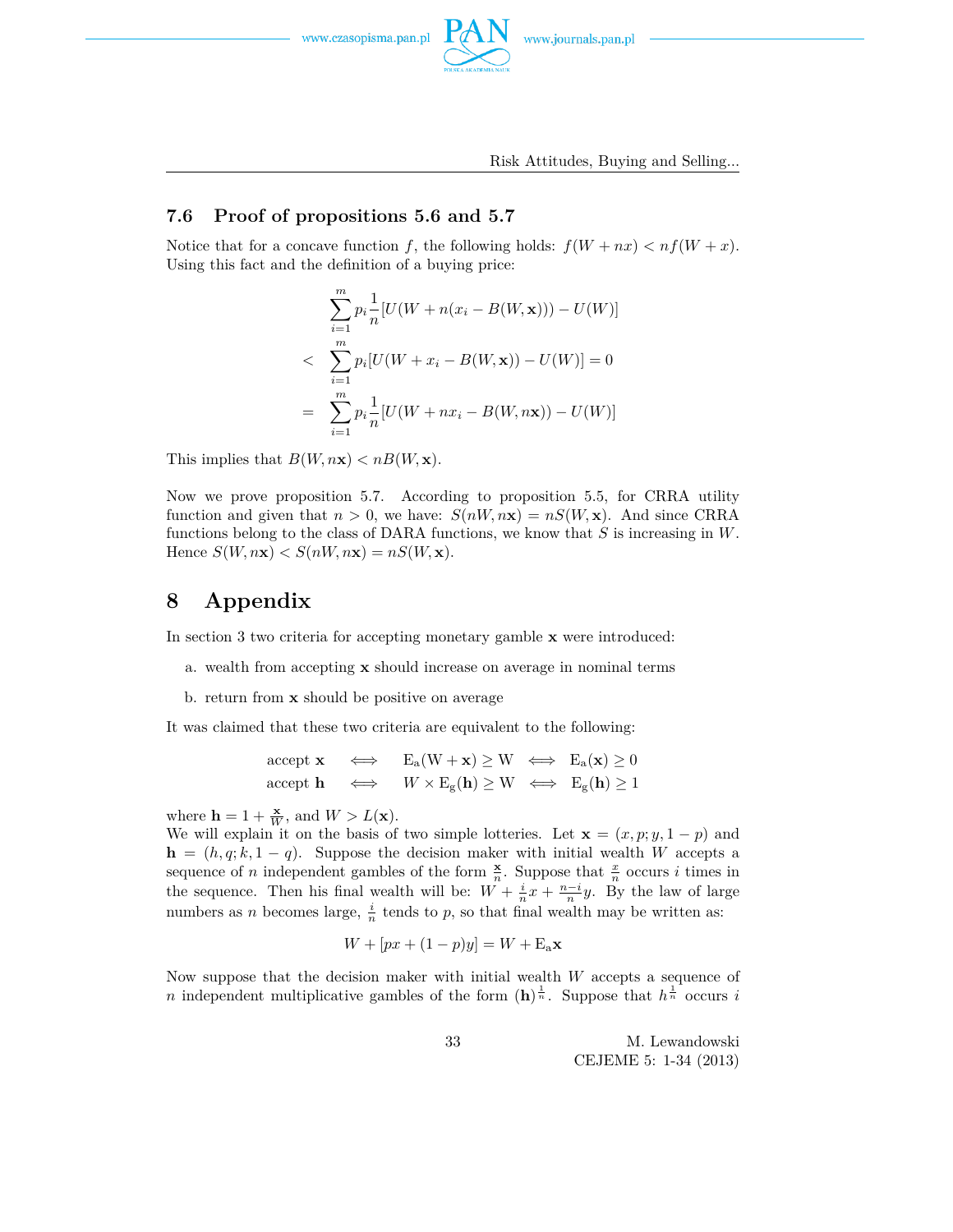### 7.6 Proof of propositions 5.6 and 5.7

Notice that for a concave function $f$, the following holds: $f(W + nx) < nf(W + x)$. Using this fact and the definition of a buying price:

$$
\begin{aligned}
& \sum_{i=1}^{m} p_i \frac{1}{n} [U(W + n(x_i - B(W, \mathbf{x}))) - U(W)] \\
< & \sum_{i=1}^{m} p_i [U(W + x_i - B(W, \mathbf{x})) - U(W)] = 0 \\
= & \sum_{i=1}^{m} p_i \frac{1}{n} [U(W + nx_i - B(W, n\mathbf{x})) - U(W)]
\end{aligned}
$$

This implies that $B(W, n\mathbf{x}) < nB(W, \mathbf{x})$.

Now we prove proposition 5.7. According to proposition 5.5, for CRRA utility function and given that $n > 0$, we have: $S(nW, n\mathbf{x}) = nS(W, \mathbf{x})$. And since CRRA functions belong to the class of DARA functions, we know that $S$ is increasing in $W$. Hence $S(W, n\mathbf{x}) < S(nW, n\mathbf{x}) = nS(W, \mathbf{x})$.

# 8 Appendix

In section 3 two criteria for accepting monetary gamble $\mathbf{x}$ were introduced:

a. wealth from accepting $\mathbf{x}$ should increase on average in nominal terms

b. return from $\mathbf{x}$ should be positive on average

It was claimed that these two criteria are equivalent to the following:

$$
\begin{aligned}
\text{accept } \mathbf{x} \quad &\Longleftrightarrow \quad \mathrm{E_a(W + \mathbf{x}) \geq W} \quad \Longleftrightarrow \quad \mathrm{E_a}(\mathbf{x}) \geq 0 \\
\text{accept } \mathbf{h} \quad &\Longleftrightarrow \quad W \times \mathrm{E_g}(\mathbf{h}) \geq W \quad \Longleftrightarrow \quad \mathrm{E_g}(\mathbf{h}) \geq 1
\end{aligned}
$$

where $\mathbf{h} = 1 + \frac{\mathbf{x}}{W}$, and $W > L(\mathbf{x})$.
We will explain it on the basis of two simple lotteries. Let $\mathbf{x} = (x, p; y, 1-p)$ and $\mathbf{h} = (h, q; k, 1-q)$. Suppose the decision maker with initial wealth $W$ accepts a sequence of $n$ independent gambles of the form $\frac{\mathbf{x}}{n}$. Suppose that $\frac{x}{n}$ occurs $i$ times in the sequence. Then his final wealth will be: $W + \frac{i}{n}x + \frac{n-i}{n}y$. By the law of large numbers as $n$ becomes large, $\frac{i}{n}$ tends to $p$, so that final wealth may be written as:

$$
W + [px + (1-p)y] = W + \mathrm{E_a}\mathbf{x}
$$

Now suppose that the decision maker with initial wealth $W$ accepts a sequence of $n$ independent multiplicative gambles of the form $(\mathbf{h})^{\frac{1}{n}}$. Suppose that $h^{\frac{1}{n}}$ occurs $i$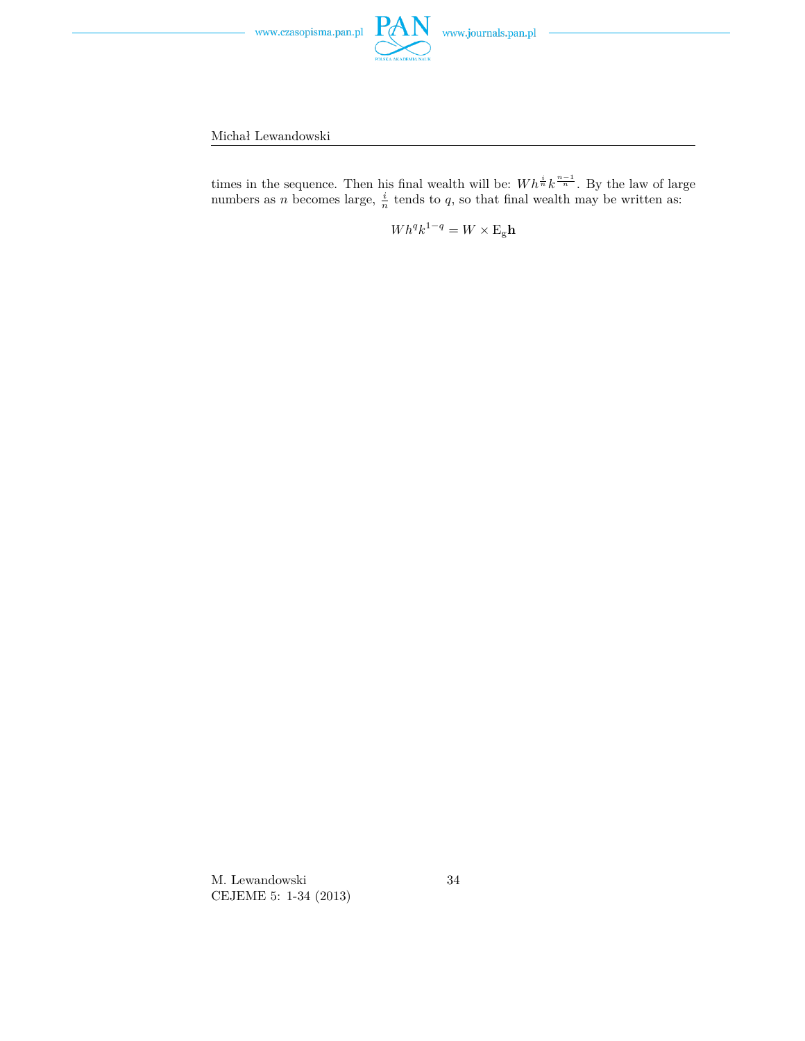times in the sequence. Then his final wealth will be: $Wh^{\frac{i}{n}}k^{\frac{n-1}{n}}$. By the law of large numbers as $n$ becomes large, $\frac{i}{n}$ tends to $q$, so that final wealth may be written as:

$$Wh^{q}k^{1-q} = W \times \mathrm{E_g}\mathbf{h}$$